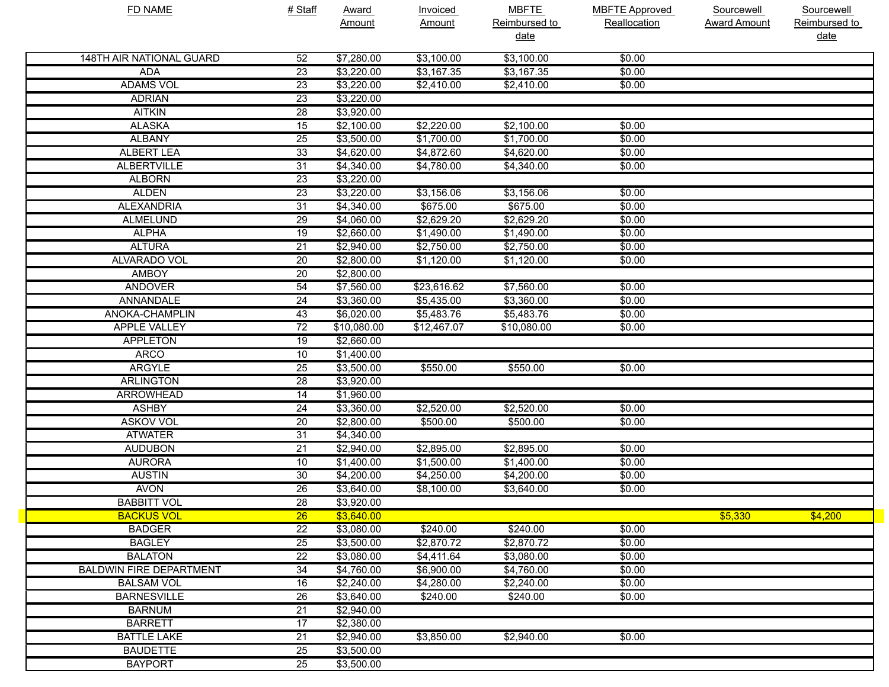| FD NAME | # Staff | Award Amount | Invoiced Amount | MBFTE Reimbursed to date | MBFTE Approved Reallocation | Sourcewell Award Amount | Sourcewell Reimbursed to date |
|---|---|---|---|---|---|---|---|
| 148TH AIR NATIONAL GUARD | 52 | $7,280.00 | $3,100.00 | $3,100.00 | $0.00 | | |
| ADA | 23 | $3,220.00 | $3,167.35 | $3,167.35 | $0.00 | | |
| ADAMS VOL | 23 | $3,220.00 | $2,410.00 | $2,410.00 | $0.00 | | |
| ADRIAN | 23 | $3,220.00 | | | | | |
| AITKIN | 28 | $3,920.00 | | | | | |
| ALASKA | 15 | $2,100.00 | $2,220.00 | $2,100.00 | $0.00 | | |
| ALBANY | 25 | $3,500.00 | $1,700.00 | $1,700.00 | $0.00 | | |
| ALBERT LEA | 33 | $4,620.00 | $4,872.60 | $4,620.00 | $0.00 | | |
| ALBERTVILLE | 31 | $4,340.00 | $4,780.00 | $4,340.00 | $0.00 | | |
| ALBORN | 23 | $3,220.00 | | | | | |
| ALDEN | 23 | $3,220.00 | $3,156.06 | $3,156.06 | $0.00 | | |
| ALEXANDRIA | 31 | $4,340.00 | $675.00 | $675.00 | $0.00 | | |
| ALMELUND | 29 | $4,060.00 | $2,629.20 | $2,629.20 | $0.00 | | |
| ALPHA | 19 | $2,660.00 | $1,490.00 | $1,490.00 | $0.00 | | |
| ALTURA | 21 | $2,940.00 | $2,750.00 | $2,750.00 | $0.00 | | |
| ALVARADO VOL | 20 | $2,800.00 | $1,120.00 | $1,120.00 | $0.00 | | |
| AMBOY | 20 | $2,800.00 | | | | | |
| ANDOVER | 54 | $7,560.00 | $23,616.62 | $7,560.00 | $0.00 | | |
| ANNANDALE | 24 | $3,360.00 | $5,435.00 | $3,360.00 | $0.00 | | |
| ANOKA-CHAMPLIN | 43 | $6,020.00 | $5,483.76 | $5,483.76 | $0.00 | | |
| APPLE VALLEY | 72 | $10,080.00 | $12,467.07 | $10,080.00 | $0.00 | | |
| APPLETON | 19 | $2,660.00 | | | | | |
| ARCO | 10 | $1,400.00 | | | | | |
| ARGYLE | 25 | $3,500.00 | $550.00 | $550.00 | $0.00 | | |
| ARLINGTON | 28 | $3,920.00 | | | | | |
| ARROWHEAD | 14 | $1,960.00 | | | | | |
| ASHBY | 24 | $3,360.00 | $2,520.00 | $2,520.00 | $0.00 | | |
| ASKOV VOL | 20 | $2,800.00 | $500.00 | $500.00 | $0.00 | | |
| ATWATER | 31 | $4,340.00 | | | | | |
| AUDUBON | 21 | $2,940.00 | $2,895.00 | $2,895.00 | $0.00 | | |
| AURORA | 10 | $1,400.00 | $1,500.00 | $1,400.00 | $0.00 | | |
| AUSTIN | 30 | $4,200.00 | $4,250.00 | $4,200.00 | $0.00 | | |
| AVON | 26 | $3,640.00 | $8,100.00 | $3,640.00 | $0.00 | | |
| BABBITT VOL | 28 | $3,920.00 | | | | | |
| BACKUS VOL | 26 | $3,640.00 | | | | $5,330 | $4,200 |
| BADGER | 22 | $3,080.00 | $240.00 | $240.00 | $0.00 | | |
| BAGLEY | 25 | $3,500.00 | $2,870.72 | $2,870.72 | $0.00 | | |
| BALATON | 22 | $3,080.00 | $4,411.64 | $3,080.00 | $0.00 | | |
| BALDWIN FIRE DEPARTMENT | 34 | $4,760.00 | $6,900.00 | $4,760.00 | $0.00 | | |
| BALSAM VOL | 16 | $2,240.00 | $4,280.00 | $2,240.00 | $0.00 | | |
| BARNESVILLE | 26 | $3,640.00 | $240.00 | $240.00 | $0.00 | | |
| BARNUM | 21 | $2,940.00 | | | | | |
| BARRETT | 17 | $2,380.00 | | | | | |
| BATTLE LAKE | 21 | $2,940.00 | $3,850.00 | $2,940.00 | $0.00 | | |
| BAUDETTE | 25 | $3,500.00 | | | | | |
| BAYPORT | 25 | $3,500.00 | | | | | |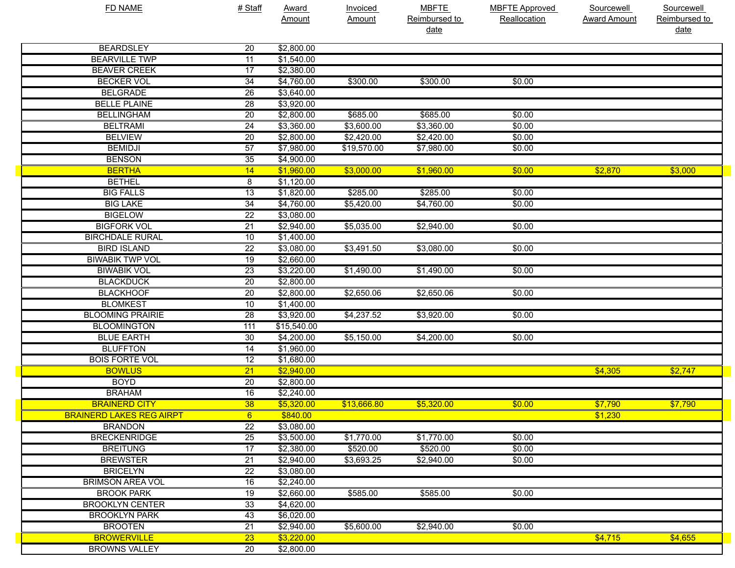| FD NAME | # Staff | Award Amount | Invoiced Amount | MBFTE Reimbursed to date | MBFTE Approved Reallocation | Sourcewell Award Amount | Sourcewell Reimbursed to date |
|---|---|---|---|---|---|---|---|
| BEARDSLEY | 20 | $2,800.00 | | | | | |
| BEARVILLE TWP | 11 | $1,540.00 | | | | | |
| BEAVER CREEK | 17 | $2,380.00 | | | | | |
| BECKER VOL | 34 | $4,760.00 | $300.00 | $300.00 | $0.00 | | |
| BELGRADE | 26 | $3,640.00 | | | | | |
| BELLE PLAINE | 28 | $3,920.00 | | | | | |
| BELLINGHAM | 20 | $2,800.00 | $685.00 | $685.00 | $0.00 | | |
| BELTRAMI | 24 | $3,360.00 | $3,600.00 | $3,360.00 | $0.00 | | |
| BELVIEW | 20 | $2,800.00 | $2,420.00 | $2,420.00 | $0.00 | | |
| BEMIDJI | 57 | $7,980.00 | $19,570.00 | $7,980.00 | $0.00 | | |
| BENSON | 35 | $4,900.00 | | | | | |
| BERTHA | 14 | $1,960.00 | $3,000.00 | $1,960.00 | $0.00 | $2,870 | $3,000 |
| BETHEL | 8 | $1,120.00 | | | | | |
| BIG FALLS | 13 | $1,820.00 | $285.00 | $285.00 | $0.00 | | |
| BIG LAKE | 34 | $4,760.00 | $5,420.00 | $4,760.00 | $0.00 | | |
| BIGELOW | 22 | $3,080.00 | | | | | |
| BIGFORK VOL | 21 | $2,940.00 | $5,035.00 | $2,940.00 | $0.00 | | |
| BIRCHDALE RURAL | 10 | $1,400.00 | | | | | |
| BIRD ISLAND | 22 | $3,080.00 | $3,491.50 | $3,080.00 | $0.00 | | |
| BIWABIK TWP VOL | 19 | $2,660.00 | | | | | |
| BIWABIK VOL | 23 | $3,220.00 | $1,490.00 | $1,490.00 | $0.00 | | |
| BLACKDUCK | 20 | $2,800.00 | | | | | |
| BLACKHOOF | 20 | $2,800.00 | $2,650.06 | $2,650.06 | $0.00 | | |
| BLOMKEST | 10 | $1,400.00 | | | | | |
| BLOOMING PRAIRIE | 28 | $3,920.00 | $4,237.52 | $3,920.00 | $0.00 | | |
| BLOOMINGTON | 111 | $15,540.00 | | | | | |
| BLUE EARTH | 30 | $4,200.00 | $5,150.00 | $4,200.00 | $0.00 | | |
| BLUFFTON | 14 | $1,960.00 | | | | | |
| BOIS FORTE VOL | 12 | $1,680.00 | | | | | |
| BOWLUS | 21 | $2,940.00 | | | | $4,305 | $2,747 |
| BOYD | 20 | $2,800.00 | | | | | |
| BRAHAM | 16 | $2,240.00 | | | | | |
| BRAINERD CITY | 38 | $5,320.00 | $13,666.80 | $5,320.00 | $0.00 | $7,790 | $7,790 |
| BRAINERD LAKES REG AIRPT | 6 | $840.00 | | | | $1,230 | |
| BRANDON | 22 | $3,080.00 | | | | | |
| BRECKENRIDGE | 25 | $3,500.00 | $1,770.00 | $1,770.00 | $0.00 | | |
| BREITUNG | 17 | $2,380.00 | $520.00 | $520.00 | $0.00 | | |
| BREWSTER | 21 | $2,940.00 | $3,693.25 | $2,940.00 | $0.00 | | |
| BRICELYN | 22 | $3,080.00 | | | | | |
| BRIMSON AREA VOL | 16 | $2,240.00 | | | | | |
| BROOK PARK | 19 | $2,660.00 | $585.00 | $585.00 | $0.00 | | |
| BROOKLYN CENTER | 33 | $4,620.00 | | | | | |
| BROOKLYN PARK | 43 | $6,020.00 | | | | | |
| BROOTEN | 21 | $2,940.00 | $5,600.00 | $2,940.00 | $0.00 | | |
| BROWERVILLE | 23 | $3,220.00 | | | | $4,715 | $4,655 |
| BROWNS VALLEY | 20 | $2,800.00 | | | | | |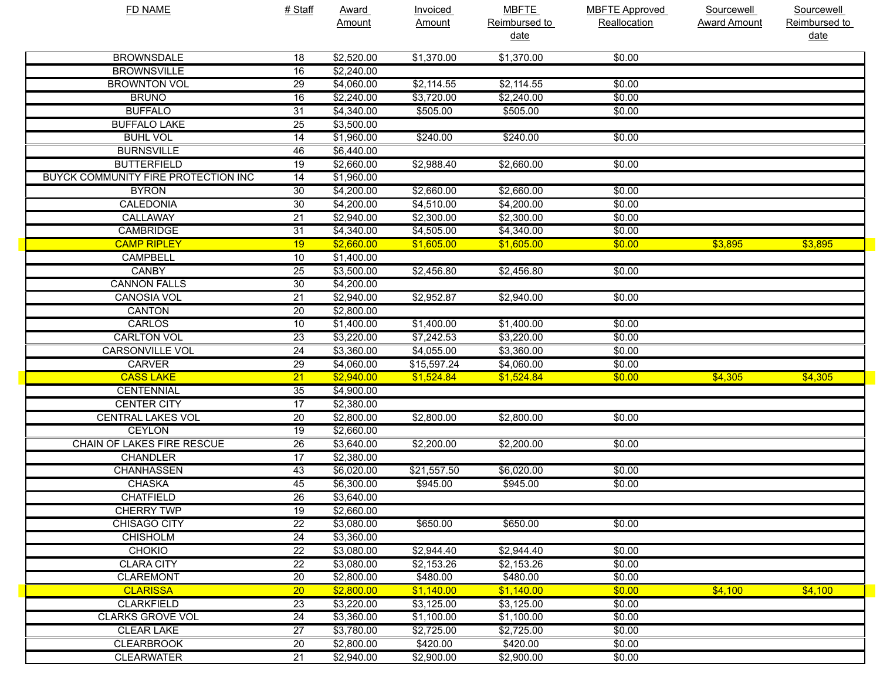| FD NAME | # Staff | Award Amount | Invoiced Amount | MBFTE Reimbursed to date | MBFTE Approved Reallocation | Sourcewell Award Amount | Sourcewell Reimbursed to date |
|---|---|---|---|---|---|---|---|
| BROWNSDALE | 18 | $2,520.00 | $1,370.00 | $1,370.00 | $0.00 | | |
| BROWNSVILLE | 16 | $2,240.00 | | | | | |
| BROWNTON VOL | 29 | $4,060.00 | $2,114.55 | $2,114.55 | $0.00 | | |
| BRUNO | 16 | $2,240.00 | $3,720.00 | $2,240.00 | $0.00 | | |
| BUFFALO | 31 | $4,340.00 | $505.00 | $505.00 | $0.00 | | |
| BUFFALO LAKE | 25 | $3,500.00 | | | | | |
| BUHL VOL | 14 | $1,960.00 | $240.00 | $240.00 | $0.00 | | |
| BURNSVILLE | 46 | $6,440.00 | | | | | |
| BUTTERFIELD | 19 | $2,660.00 | $2,988.40 | $2,660.00 | $0.00 | | |
| BUYCK COMMUNITY FIRE PROTECTION INC | 14 | $1,960.00 | | | | | |
| BYRON | 30 | $4,200.00 | $2,660.00 | $2,660.00 | $0.00 | | |
| CALEDONIA | 30 | $4,200.00 | $4,510.00 | $4,200.00 | $0.00 | | |
| CALLAWAY | 21 | $2,940.00 | $2,300.00 | $2,300.00 | $0.00 | | |
| CAMBRIDGE | 31 | $4,340.00 | $4,505.00 | $4,340.00 | $0.00 | | |
| CAMP RIPLEY | 19 | $2,660.00 | $1,605.00 | $1,605.00 | $0.00 | $3,895 | $3,895 |
| CAMPBELL | 10 | $1,400.00 | | | | | |
| CANBY | 25 | $3,500.00 | $2,456.80 | $2,456.80 | $0.00 | | |
| CANNON FALLS | 30 | $4,200.00 | | | | | |
| CANOSIA VOL | 21 | $2,940.00 | $2,952.87 | $2,940.00 | $0.00 | | |
| CANTON | 20 | $2,800.00 | | | | | |
| CARLOS | 10 | $1,400.00 | $1,400.00 | $1,400.00 | $0.00 | | |
| CARLTON VOL | 23 | $3,220.00 | $7,242.53 | $3,220.00 | $0.00 | | |
| CARSONVILLE VOL | 24 | $3,360.00 | $4,055.00 | $3,360.00 | $0.00 | | |
| CARVER | 29 | $4,060.00 | $15,597.24 | $4,060.00 | $0.00 | | |
| CASS LAKE | 21 | $2,940.00 | $1,524.84 | $1,524.84 | $0.00 | $4,305 | $4,305 |
| CENTENNIAL | 35 | $4,900.00 | | | | | |
| CENTER CITY | 17 | $2,380.00 | | | | | |
| CENTRAL LAKES VOL | 20 | $2,800.00 | $2,800.00 | $2,800.00 | $0.00 | | |
| CEYLON | 19 | $2,660.00 | | | | | |
| CHAIN OF LAKES FIRE RESCUE | 26 | $3,640.00 | $2,200.00 | $2,200.00 | $0.00 | | |
| CHANDLER | 17 | $2,380.00 | | | | | |
| CHANHASSEN | 43 | $6,020.00 | $21,557.50 | $6,020.00 | $0.00 | | |
| CHASKA | 45 | $6,300.00 | $945.00 | $945.00 | $0.00 | | |
| CHATFIELD | 26 | $3,640.00 | | | | | |
| CHERRY TWP | 19 | $2,660.00 | | | | | |
| CHISAGO CITY | 22 | $3,080.00 | $650.00 | $650.00 | $0.00 | | |
| CHISHOLM | 24 | $3,360.00 | | | | | |
| CHOKIO | 22 | $3,080.00 | $2,944.40 | $2,944.40 | $0.00 | | |
| CLARA CITY | 22 | $3,080.00 | $2,153.26 | $2,153.26 | $0.00 | | |
| CLAREMONT | 20 | $2,800.00 | $480.00 | $480.00 | $0.00 | | |
| CLARISSA | 20 | $2,800.00 | $1,140.00 | $1,140.00 | $0.00 | $4,100 | $4,100 |
| CLARKFIELD | 23 | $3,220.00 | $3,125.00 | $3,125.00 | $0.00 | | |
| CLARKS GROVE VOL | 24 | $3,360.00 | $1,100.00 | $1,100.00 | $0.00 | | |
| CLEAR LAKE | 27 | $3,780.00 | $2,725.00 | $2,725.00 | $0.00 | | |
| CLEARBROOK | 20 | $2,800.00 | $420.00 | $420.00 | $0.00 | | |
| CLEARWATER | 21 | $2,940.00 | $2,900.00 | $2,900.00 | $0.00 | | |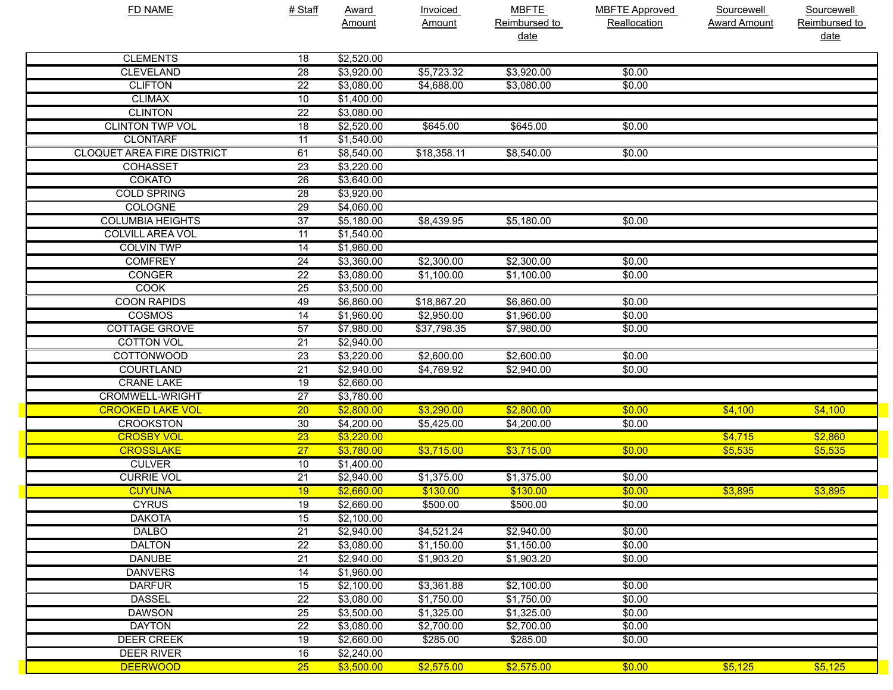| FD NAME | # Staff | Award Amount | Invoiced Amount | MBFTE Reimbursed to date | MBFTE Approved Reallocation | Sourcewell Award Amount | Sourcewell Reimbursed to date |
|---|---|---|---|---|---|---|---|
| CLEMENTS | 18 | $2,520.00 | | | | | |
| CLEVELAND | 28 | $3,920.00 | $5,723.32 | $3,920.00 | $0.00 | | |
| CLIFTON | 22 | $3,080.00 | $4,688.00 | $3,080.00 | $0.00 | | |
| CLIMAX | 10 | $1,400.00 | | | | | |
| CLINTON | 22 | $3,080.00 | | | | | |
| CLINTON TWP VOL | 18 | $2,520.00 | $645.00 | $645.00 | $0.00 | | |
| CLONTARF | 11 | $1,540.00 | | | | | |
| CLOQUET AREA FIRE DISTRICT | 61 | $8,540.00 | $18,358.11 | $8,540.00 | $0.00 | | |
| COHASSET | 23 | $3,220.00 | | | | | |
| COKATO | 26 | $3,640.00 | | | | | |
| COLD SPRING | 28 | $3,920.00 | | | | | |
| COLOGNE | 29 | $4,060.00 | | | | | |
| COLUMBIA HEIGHTS | 37 | $5,180.00 | $8,439.95 | $5,180.00 | $0.00 | | |
| COLVILL AREA VOL | 11 | $1,540.00 | | | | | |
| COLVIN TWP | 14 | $1,960.00 | | | | | |
| COMFREY | 24 | $3,360.00 | $2,300.00 | $2,300.00 | $0.00 | | |
| CONGER | 22 | $3,080.00 | $1,100.00 | $1,100.00 | $0.00 | | |
| COOK | 25 | $3,500.00 | | | | | |
| COON RAPIDS | 49 | $6,860.00 | $18,867.20 | $6,860.00 | $0.00 | | |
| COSMOS | 14 | $1,960.00 | $2,950.00 | $1,960.00 | $0.00 | | |
| COTTAGE GROVE | 57 | $7,980.00 | $37,798.35 | $7,980.00 | $0.00 | | |
| COTTON VOL | 21 | $2,940.00 | | | | | |
| COTTONWOOD | 23 | $3,220.00 | $2,600.00 | $2,600.00 | $0.00 | | |
| COURTLAND | 21 | $2,940.00 | $4,769.92 | $2,940.00 | $0.00 | | |
| CRANE LAKE | 19 | $2,660.00 | | | | | |
| CROMWELL-WRIGHT | 27 | $3,780.00 | | | | | |
| CROOKED LAKE VOL | 20 | $2,800.00 | $3,290.00 | $2,800.00 | $0.00 | $4,100 | $4,100 |
| CROOKSTON | 30 | $4,200.00 | $5,425.00 | $4,200.00 | $0.00 | | |
| CROSBY VOL | 23 | $3,220.00 | | | | $4,715 | $2,860 |
| CROSSLAKE | 27 | $3,780.00 | $3,715.00 | $3,715.00 | $0.00 | $5,535 | $5,535 |
| CULVER | 10 | $1,400.00 | | | | | |
| CURRIE VOL | 21 | $2,940.00 | $1,375.00 | $1,375.00 | $0.00 | | |
| CUYUNA | 19 | $2,660.00 | $130.00 | $130.00 | $0.00 | $3,895 | $3,895 |
| CYRUS | 19 | $2,660.00 | $500.00 | $500.00 | $0.00 | | |
| DAKOTA | 15 | $2,100.00 | | | | | |
| DALBO | 21 | $2,940.00 | $4,521.24 | $2,940.00 | $0.00 | | |
| DALTON | 22 | $3,080.00 | $1,150.00 | $1,150.00 | $0.00 | | |
| DANUBE | 21 | $2,940.00 | $1,903.20 | $1,903.20 | $0.00 | | |
| DANVERS | 14 | $1,960.00 | | | | | |
| DARFUR | 15 | $2,100.00 | $3,361.88 | $2,100.00 | $0.00 | | |
| DASSEL | 22 | $3,080.00 | $1,750.00 | $1,750.00 | $0.00 | | |
| DAWSON | 25 | $3,500.00 | $1,325.00 | $1,325.00 | $0.00 | | |
| DAYTON | 22 | $3,080.00 | $2,700.00 | $2,700.00 | $0.00 | | |
| DEER CREEK | 19 | $2,660.00 | $285.00 | $285.00 | $0.00 | | |
| DEER RIVER | 16 | $2,240.00 | | | | | |
| DEERWOOD | 25 | $3,500.00 | $2,575.00 | $2,575.00 | $0.00 | $5,125 | $5,125 |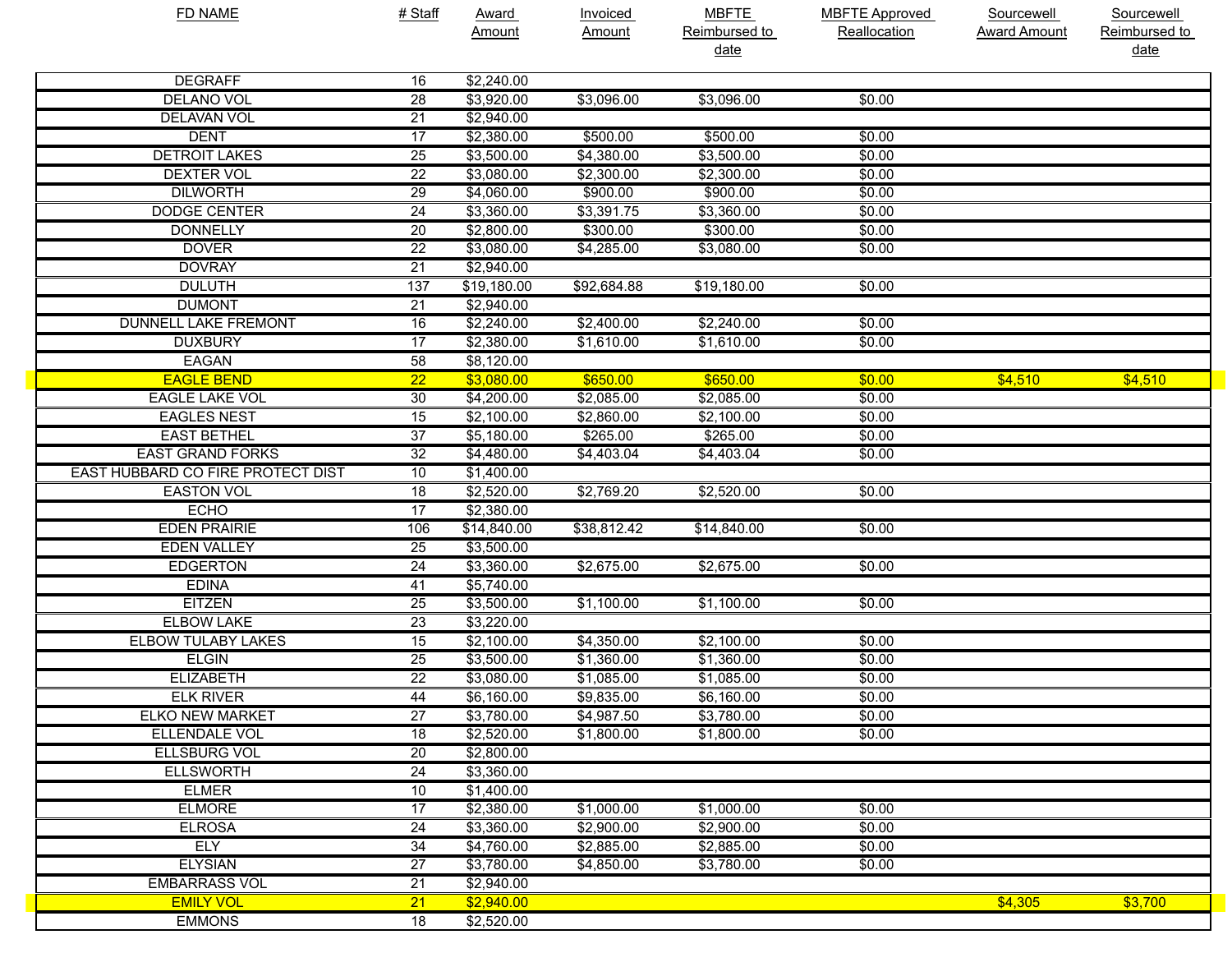| FD NAME | # Staff | Award Amount | Invoiced Amount | MBFTE Reimbursed to date | MBFTE Approved Reallocation | Sourcewell Award Amount | Sourcewell Reimbursed to date |
|---|---|---|---|---|---|---|---|
| DEGRAFF | 16 | $2,240.00 | | | | | |
| DELANO VOL | 28 | $3,920.00 | $3,096.00 | $3,096.00 | $0.00 | | |
| DELAVAN VOL | 21 | $2,940.00 | | | | | |
| DENT | 17 | $2,380.00 | $500.00 | $500.00 | $0.00 | | |
| DETROIT LAKES | 25 | $3,500.00 | $4,380.00 | $3,500.00 | $0.00 | | |
| DEXTER VOL | 22 | $3,080.00 | $2,300.00 | $2,300.00 | $0.00 | | |
| DILWORTH | 29 | $4,060.00 | $900.00 | $900.00 | $0.00 | | |
| DODGE CENTER | 24 | $3,360.00 | $3,391.75 | $3,360.00 | $0.00 | | |
| DONNELLY | 20 | $2,800.00 | $300.00 | $300.00 | $0.00 | | |
| DOVER | 22 | $3,080.00 | $4,285.00 | $3,080.00 | $0.00 | | |
| DOVRAY | 21 | $2,940.00 | | | | | |
| DULUTH | 137 | $19,180.00 | $92,684.88 | $19,180.00 | $0.00 | | |
| DUMONT | 21 | $2,940.00 | | | | | |
| DUNNELL LAKE FREMONT | 16 | $2,240.00 | $2,400.00 | $2,240.00 | $0.00 | | |
| DUXBURY | 17 | $2,380.00 | $1,610.00 | $1,610.00 | $0.00 | | |
| EAGAN | 58 | $8,120.00 | | | | | |
| EAGLE BEND | 22 | $3,080.00 | $650.00 | $650.00 | $0.00 | $4,510 | $4,510 |
| EAGLE LAKE VOL | 30 | $4,200.00 | $2,085.00 | $2,085.00 | $0.00 | | |
| EAGLES NEST | 15 | $2,100.00 | $2,860.00 | $2,100.00 | $0.00 | | |
| EAST BETHEL | 37 | $5,180.00 | $265.00 | $265.00 | $0.00 | | |
| EAST GRAND FORKS | 32 | $4,480.00 | $4,403.04 | $4,403.04 | $0.00 | | |
| EAST HUBBARD CO FIRE PROTECT DIST | 10 | $1,400.00 | | | | | |
| EASTON VOL | 18 | $2,520.00 | $2,769.20 | $2,520.00 | $0.00 | | |
| ECHO | 17 | $2,380.00 | | | | | |
| EDEN PRAIRIE | 106 | $14,840.00 | $38,812.42 | $14,840.00 | $0.00 | | |
| EDEN VALLEY | 25 | $3,500.00 | | | | | |
| EDGERTON | 24 | $3,360.00 | $2,675.00 | $2,675.00 | $0.00 | | |
| EDINA | 41 | $5,740.00 | | | | | |
| EITZEN | 25 | $3,500.00 | $1,100.00 | $1,100.00 | $0.00 | | |
| ELBOW LAKE | 23 | $3,220.00 | | | | | |
| ELBOW TULABY LAKES | 15 | $2,100.00 | $4,350.00 | $2,100.00 | $0.00 | | |
| ELGIN | 25 | $3,500.00 | $1,360.00 | $1,360.00 | $0.00 | | |
| ELIZABETH | 22 | $3,080.00 | $1,085.00 | $1,085.00 | $0.00 | | |
| ELK RIVER | 44 | $6,160.00 | $9,835.00 | $6,160.00 | $0.00 | | |
| ELKO NEW MARKET | 27 | $3,780.00 | $4,987.50 | $3,780.00 | $0.00 | | |
| ELLENDALE VOL | 18 | $2,520.00 | $1,800.00 | $1,800.00 | $0.00 | | |
| ELLSBURG VOL | 20 | $2,800.00 | | | | | |
| ELLSWORTH | 24 | $3,360.00 | | | | | |
| ELMER | 10 | $1,400.00 | | | | | |
| ELMORE | 17 | $2,380.00 | $1,000.00 | $1,000.00 | $0.00 | | |
| ELROSA | 24 | $3,360.00 | $2,900.00 | $2,900.00 | $0.00 | | |
| ELY | 34 | $4,760.00 | $2,885.00 | $2,885.00 | $0.00 | | |
| ELYSIAN | 27 | $3,780.00 | $4,850.00 | $3,780.00 | $0.00 | | |
| EMBARRASS VOL | 21 | $2,940.00 | | | | | |
| EMILY VOL | 21 | $2,940.00 | | | | $4,305 | $3,700 |
| EMMONS | 18 | $2,520.00 | | | | | |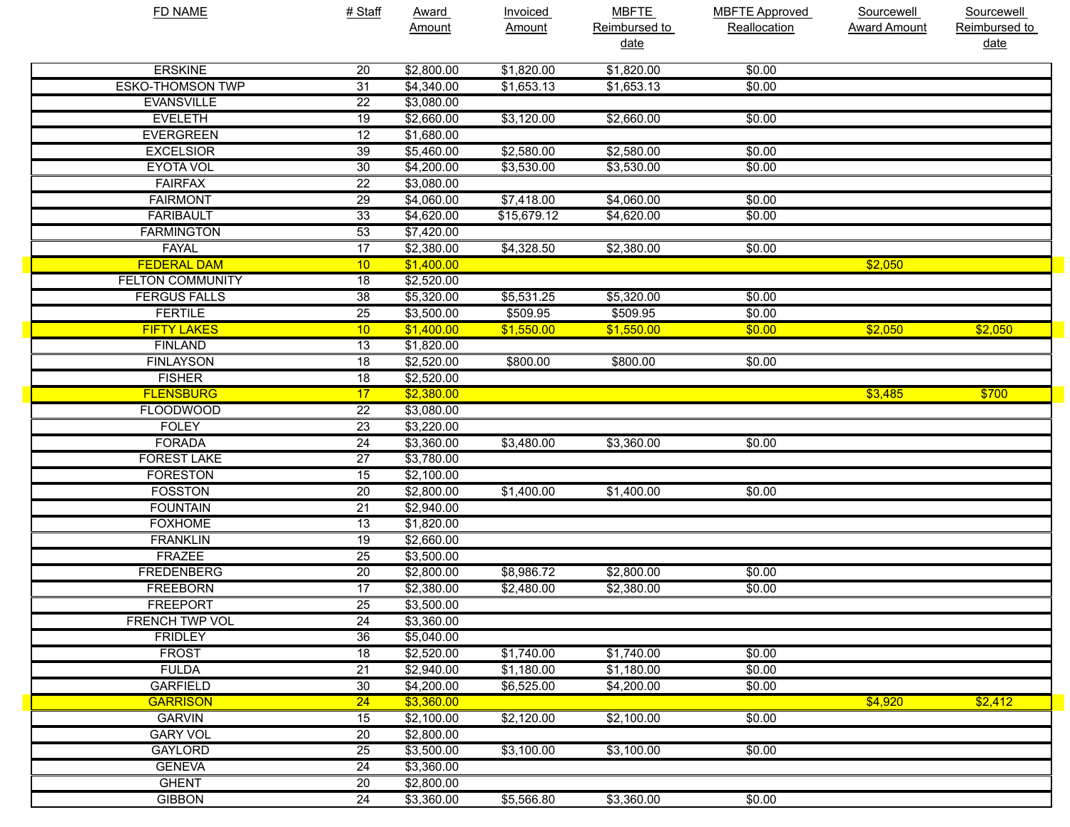| FD NAME | # Staff | Award Amount | Invoiced Amount | MBFTE Reimbursed to date | MBFTE Approved Reallocation | Sourcewell Award Amount | Sourcewell Reimbursed to date |
|---|---|---|---|---|---|---|---|
| ERSKINE | 20 | $2,800.00 | $1,820.00 | $1,820.00 | $0.00 | | |
| ESKO-THOMSON TWP | 31 | $4,340.00 | $1,653.13 | $1,653.13 | $0.00 | | |
| EVANSVILLE | 22 | $3,080.00 | | | | | |
| EVELETH | 19 | $2,660.00 | $3,120.00 | $2,660.00 | $0.00 | | |
| EVERGREEN | 12 | $1,680.00 | | | | | |
| EXCELSIOR | 39 | $5,460.00 | $2,580.00 | $2,580.00 | $0.00 | | |
| EYOTA VOL | 30 | $4,200.00 | $3,530.00 | $3,530.00 | $0.00 | | |
| FAIRFAX | 22 | $3,080.00 | | | | | |
| FAIRMONT | 29 | $4,060.00 | $7,418.00 | $4,060.00 | $0.00 | | |
| FARIBAULT | 33 | $4,620.00 | $15,679.12 | $4,620.00 | $0.00 | | |
| FARMINGTON | 53 | $7,420.00 | | | | | |
| FAYAL | 17 | $2,380.00 | $4,328.50 | $2,380.00 | $0.00 | | |
| FEDERAL DAM | 10 | $1,400.00 | | | | $2,050 | |
| FELTON COMMUNITY | 18 | $2,520.00 | | | | | |
| FERGUS FALLS | 38 | $5,320.00 | $5,531.25 | $5,320.00 | $0.00 | | |
| FERTILE | 25 | $3,500.00 | $509.95 | $509.95 | $0.00 | | |
| FIFTY LAKES | 10 | $1,400.00 | $1,550.00 | $1,550.00 | $0.00 | $2,050 | $2,050 |
| FINLAND | 13 | $1,820.00 | | | | | |
| FINLAYSON | 18 | $2,520.00 | $800.00 | $800.00 | $0.00 | | |
| FISHER | 18 | $2,520.00 | | | | | |
| FLENSBURG | 17 | $2,380.00 | | | | $3,485 | $700 |
| FLOODWOOD | 22 | $3,080.00 | | | | | |
| FOLEY | 23 | $3,220.00 | | | | | |
| FORADA | 24 | $3,360.00 | $3,480.00 | $3,360.00 | $0.00 | | |
| FOREST LAKE | 27 | $3,780.00 | | | | | |
| FORESTON | 15 | $2,100.00 | | | | | |
| FOSSTON | 20 | $2,800.00 | $1,400.00 | $1,400.00 | $0.00 | | |
| FOUNTAIN | 21 | $2,940.00 | | | | | |
| FOXHOME | 13 | $1,820.00 | | | | | |
| FRANKLIN | 19 | $2,660.00 | | | | | |
| FRAZEE | 25 | $3,500.00 | | | | | |
| FREDENBERG | 20 | $2,800.00 | $8,986.72 | $2,800.00 | $0.00 | | |
| FREEBORN | 17 | $2,380.00 | $2,480.00 | $2,380.00 | $0.00 | | |
| FREEPORT | 25 | $3,500.00 | | | | | |
| FRENCH TWP VOL | 24 | $3,360.00 | | | | | |
| FRIDLEY | 36 | $5,040.00 | | | | | |
| FROST | 18 | $2,520.00 | $1,740.00 | $1,740.00 | $0.00 | | |
| FULDA | 21 | $2,940.00 | $1,180.00 | $1,180.00 | $0.00 | | |
| GARFIELD | 30 | $4,200.00 | $6,525.00 | $4,200.00 | $0.00 | | |
| GARRISON | 24 | $3,360.00 | | | | $4,920 | $2,412 |
| GARVIN | 15 | $2,100.00 | $2,120.00 | $2,100.00 | $0.00 | | |
| GARY VOL | 20 | $2,800.00 | | | | | |
| GAYLORD | 25 | $3,500.00 | $3,100.00 | $3,100.00 | $0.00 | | |
| GENEVA | 24 | $3,360.00 | | | | | |
| GHENT | 20 | $2,800.00 | | | | | |
| GIBBON | 24 | $3,360.00 | $5,566.80 | $3,360.00 | $0.00 | | |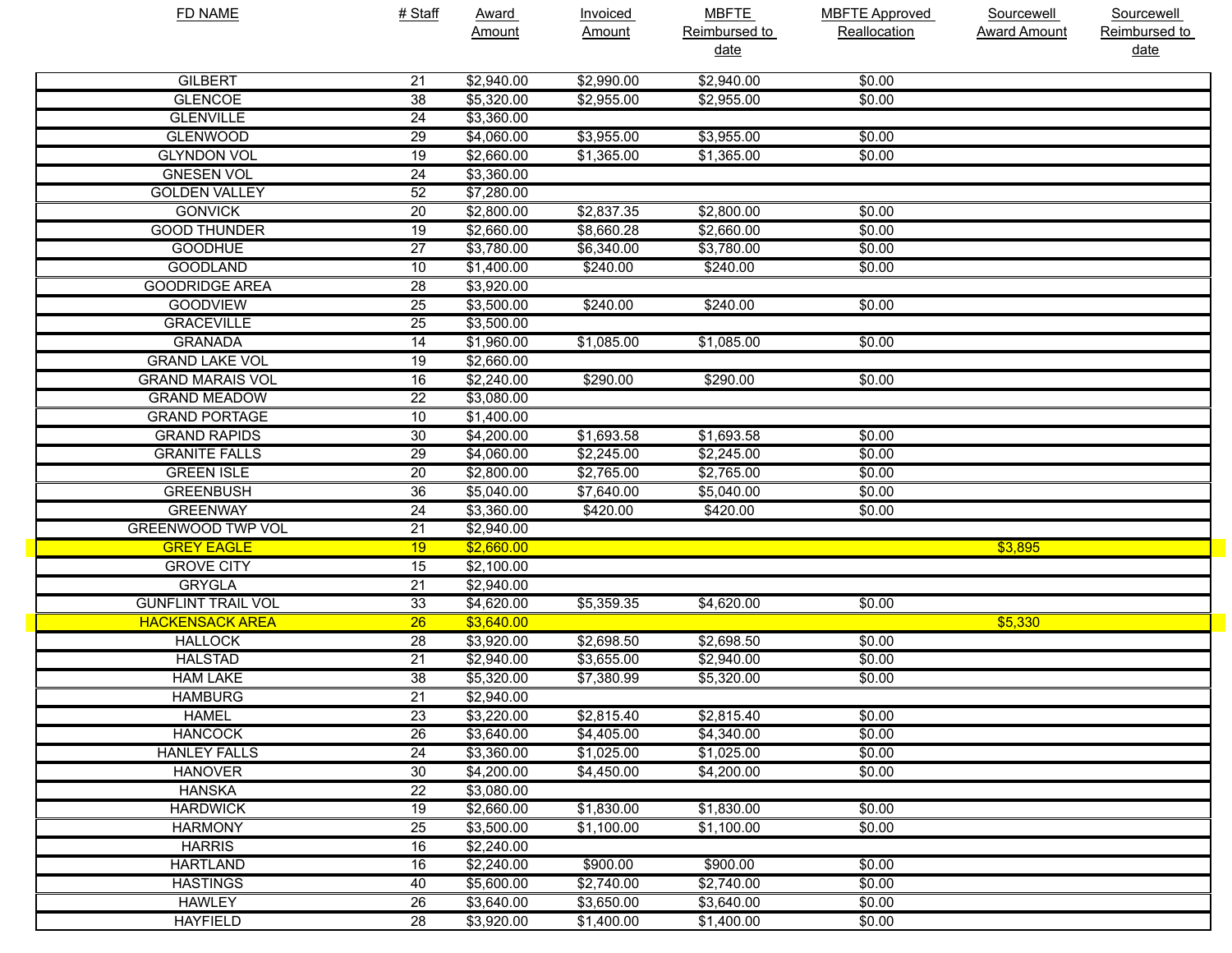| FD NAME | # Staff | Award Amount | Invoiced Amount | MBFTE Reimbursed to date | MBFTE Approved Reallocation | Sourcewell Award Amount | Sourcewell Reimbursed to date |
|---|---|---|---|---|---|---|---|
| GILBERT | 21 | $2,940.00 | $2,990.00 | $2,940.00 | $0.00 | | |
| GLENCOE | 38 | $5,320.00 | $2,955.00 | $2,955.00 | $0.00 | | |
| GLENVILLE | 24 | $3,360.00 | | | | | |
| GLENWOOD | 29 | $4,060.00 | $3,955.00 | $3,955.00 | $0.00 | | |
| GLYNDON VOL | 19 | $2,660.00 | $1,365.00 | $1,365.00 | $0.00 | | |
| GNESEN VOL | 24 | $3,360.00 | | | | | |
| GOLDEN VALLEY | 52 | $7,280.00 | | | | | |
| GONVICK | 20 | $2,800.00 | $2,837.35 | $2,800.00 | $0.00 | | |
| GOOD THUNDER | 19 | $2,660.00 | $8,660.28 | $2,660.00 | $0.00 | | |
| GOODHUE | 27 | $3,780.00 | $6,340.00 | $3,780.00 | $0.00 | | |
| GOODLAND | 10 | $1,400.00 | $240.00 | $240.00 | $0.00 | | |
| GOODRIDGE AREA | 28 | $3,920.00 | | | | | |
| GOODVIEW | 25 | $3,500.00 | $240.00 | $240.00 | $0.00 | | |
| GRACEVILLE | 25 | $3,500.00 | | | | | |
| GRANADA | 14 | $1,960.00 | $1,085.00 | $1,085.00 | $0.00 | | |
| GRAND LAKE VOL | 19 | $2,660.00 | | | | | |
| GRAND MARAIS VOL | 16 | $2,240.00 | $290.00 | $290.00 | $0.00 | | |
| GRAND MEADOW | 22 | $3,080.00 | | | | | |
| GRAND PORTAGE | 10 | $1,400.00 | | | | | |
| GRAND RAPIDS | 30 | $4,200.00 | $1,693.58 | $1,693.58 | $0.00 | | |
| GRANITE FALLS | 29 | $4,060.00 | $2,245.00 | $2,245.00 | $0.00 | | |
| GREEN ISLE | 20 | $2,800.00 | $2,765.00 | $2,765.00 | $0.00 | | |
| GREENBUSH | 36 | $5,040.00 | $7,640.00 | $5,040.00 | $0.00 | | |
| GREENWAY | 24 | $3,360.00 | $420.00 | $420.00 | $0.00 | | |
| GREENWOOD TWP VOL | 21 | $2,940.00 | | | | | |
| GREY EAGLE | 19 | $2,660.00 | | | | $3,895 | |
| GROVE CITY | 15 | $2,100.00 | | | | | |
| GRYGLA | 21 | $2,940.00 | | | | | |
| GUNFLINT TRAIL VOL | 33 | $4,620.00 | $5,359.35 | $4,620.00 | $0.00 | | |
| HACKENSACK AREA | 26 | $3,640.00 | | | | $5,330 | |
| HALLOCK | 28 | $3,920.00 | $2,698.50 | $2,698.50 | $0.00 | | |
| HALSTAD | 21 | $2,940.00 | $3,655.00 | $2,940.00 | $0.00 | | |
| HAM LAKE | 38 | $5,320.00 | $7,380.99 | $5,320.00 | $0.00 | | |
| HAMBURG | 21 | $2,940.00 | | | | | |
| HAMEL | 23 | $3,220.00 | $2,815.40 | $2,815.40 | $0.00 | | |
| HANCOCK | 26 | $3,640.00 | $4,405.00 | $4,340.00 | $0.00 | | |
| HANLEY FALLS | 24 | $3,360.00 | $1,025.00 | $1,025.00 | $0.00 | | |
| HANOVER | 30 | $4,200.00 | $4,450.00 | $4,200.00 | $0.00 | | |
| HANSKA | 22 | $3,080.00 | | | | | |
| HARDWICK | 19 | $2,660.00 | $1,830.00 | $1,830.00 | $0.00 | | |
| HARMONY | 25 | $3,500.00 | $1,100.00 | $1,100.00 | $0.00 | | |
| HARRIS | 16 | $2,240.00 | | | | | |
| HARTLAND | 16 | $2,240.00 | $900.00 | $900.00 | $0.00 | | |
| HASTINGS | 40 | $5,600.00 | $2,740.00 | $2,740.00 | $0.00 | | |
| HAWLEY | 26 | $3,640.00 | $3,650.00 | $3,640.00 | $0.00 | | |
| HAYFIELD | 28 | $3,920.00 | $1,400.00 | $1,400.00 | $0.00 | | |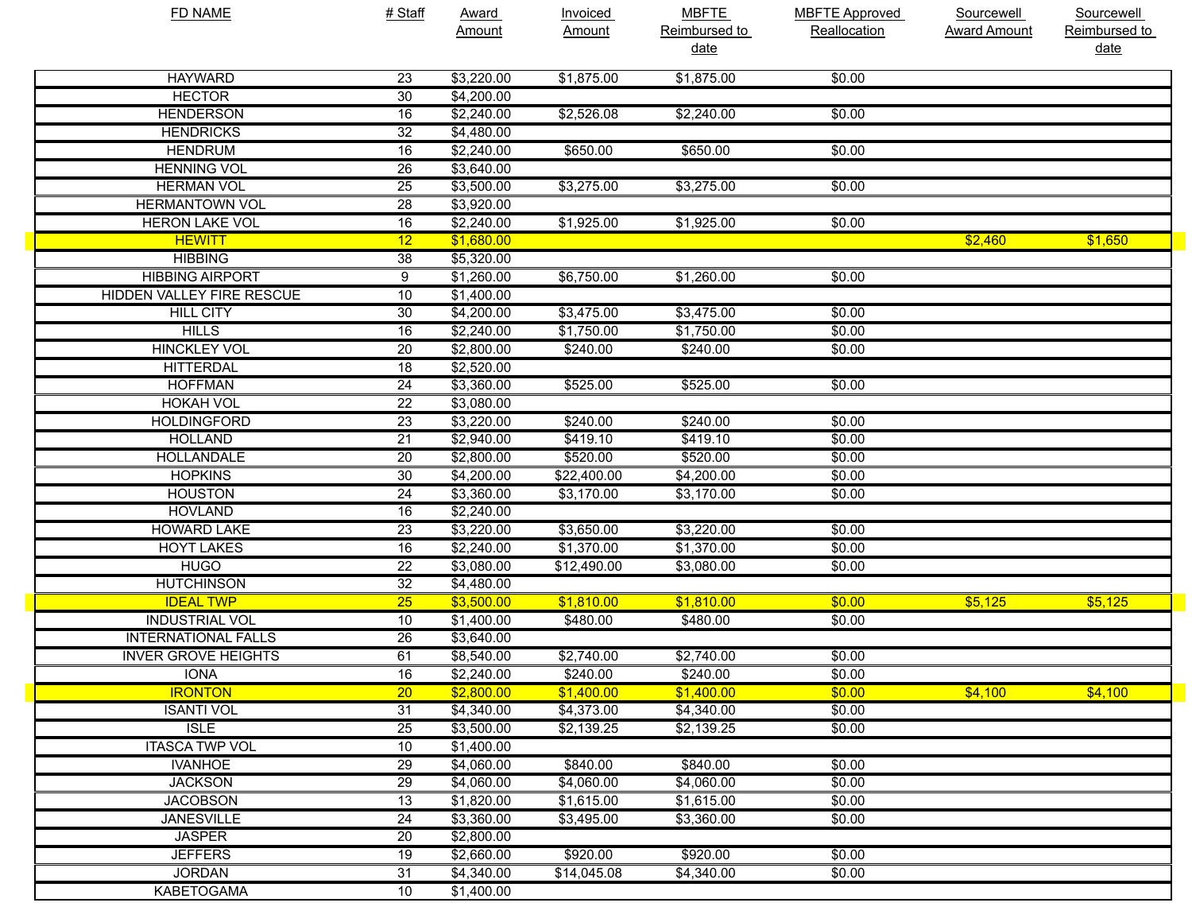| FD NAME | # Staff | Award Amount | Invoiced Amount | MBFTE Reimbursed to date | MBFTE Approved Reallocation | Sourcewell Award Amount | Sourcewell Reimbursed to date |
|---|---|---|---|---|---|---|---|
| HAYWARD | 23 | $3,220.00 | $1,875.00 | $1,875.00 | $0.00 | | |
| HECTOR | 30 | $4,200.00 | | | | | |
| HENDERSON | 16 | $2,240.00 | $2,526.08 | $2,240.00 | $0.00 | | |
| HENDRICKS | 32 | $4,480.00 | | | | | |
| HENDRUM | 16 | $2,240.00 | $650.00 | $650.00 | $0.00 | | |
| HENNING VOL | 26 | $3,640.00 | | | | | |
| HERMAN VOL | 25 | $3,500.00 | $3,275.00 | $3,275.00 | $0.00 | | |
| HERMANTOWN VOL | 28 | $3,920.00 | | | | | |
| HERON LAKE VOL | 16 | $2,240.00 | $1,925.00 | $1,925.00 | $0.00 | | |
| HEWITT | 12 | $1,680.00 | | | | $2,460 | $1,650 |
| HIBBING | 38 | $5,320.00 | | | | | |
| HIBBING AIRPORT | 9 | $1,260.00 | $6,750.00 | $1,260.00 | $0.00 | | |
| HIDDEN VALLEY FIRE RESCUE | 10 | $1,400.00 | | | | | |
| HILL CITY | 30 | $4,200.00 | $3,475.00 | $3,475.00 | $0.00 | | |
| HILLS | 16 | $2,240.00 | $1,750.00 | $1,750.00 | $0.00 | | |
| HINCKLEY VOL | 20 | $2,800.00 | $240.00 | $240.00 | $0.00 | | |
| HITTERDAL | 18 | $2,520.00 | | | | | |
| HOFFMAN | 24 | $3,360.00 | $525.00 | $525.00 | $0.00 | | |
| HOKAH VOL | 22 | $3,080.00 | | | | | |
| HOLDINGFORD | 23 | $3,220.00 | $240.00 | $240.00 | $0.00 | | |
| HOLLAND | 21 | $2,940.00 | $419.10 | $419.10 | $0.00 | | |
| HOLLANDALE | 20 | $2,800.00 | $520.00 | $520.00 | $0.00 | | |
| HOPKINS | 30 | $4,200.00 | $22,400.00 | $4,200.00 | $0.00 | | |
| HOUSTON | 24 | $3,360.00 | $3,170.00 | $3,170.00 | $0.00 | | |
| HOVLAND | 16 | $2,240.00 | | | | | |
| HOWARD LAKE | 23 | $3,220.00 | $3,650.00 | $3,220.00 | $0.00 | | |
| HOYT LAKES | 16 | $2,240.00 | $1,370.00 | $1,370.00 | $0.00 | | |
| HUGO | 22 | $3,080.00 | $12,490.00 | $3,080.00 | $0.00 | | |
| HUTCHINSON | 32 | $4,480.00 | | | | | |
| IDEAL TWP | 25 | $3,500.00 | $1,810.00 | $1,810.00 | $0.00 | $5,125 | $5,125 |
| INDUSTRIAL VOL | 10 | $1,400.00 | $480.00 | $480.00 | $0.00 | | |
| INTERNATIONAL FALLS | 26 | $3,640.00 | | | | | |
| INVER GROVE HEIGHTS | 61 | $8,540.00 | $2,740.00 | $2,740.00 | $0.00 | | |
| IONA | 16 | $2,240.00 | $240.00 | $240.00 | $0.00 | | |
| IRONTON | 20 | $2,800.00 | $1,400.00 | $1,400.00 | $0.00 | $4,100 | $4,100 |
| ISANTI VOL | 31 | $4,340.00 | $4,373.00 | $4,340.00 | $0.00 | | |
| ISLE | 25 | $3,500.00 | $2,139.25 | $2,139.25 | $0.00 | | |
| ITASCA TWP VOL | 10 | $1,400.00 | | | | | |
| IVANHOE | 29 | $4,060.00 | $840.00 | $840.00 | $0.00 | | |
| JACKSON | 29 | $4,060.00 | $4,060.00 | $4,060.00 | $0.00 | | |
| JACOBSON | 13 | $1,820.00 | $1,615.00 | $1,615.00 | $0.00 | | |
| JANESVILLE | 24 | $3,360.00 | $3,495.00 | $3,360.00 | $0.00 | | |
| JASPER | 20 | $2,800.00 | | | | | |
| JEFFERS | 19 | $2,660.00 | $920.00 | $920.00 | $0.00 | | |
| JORDAN | 31 | $4,340.00 | $14,045.08 | $4,340.00 | $0.00 | | |
| KABETOGAMA | 10 | $1,400.00 | | | | | |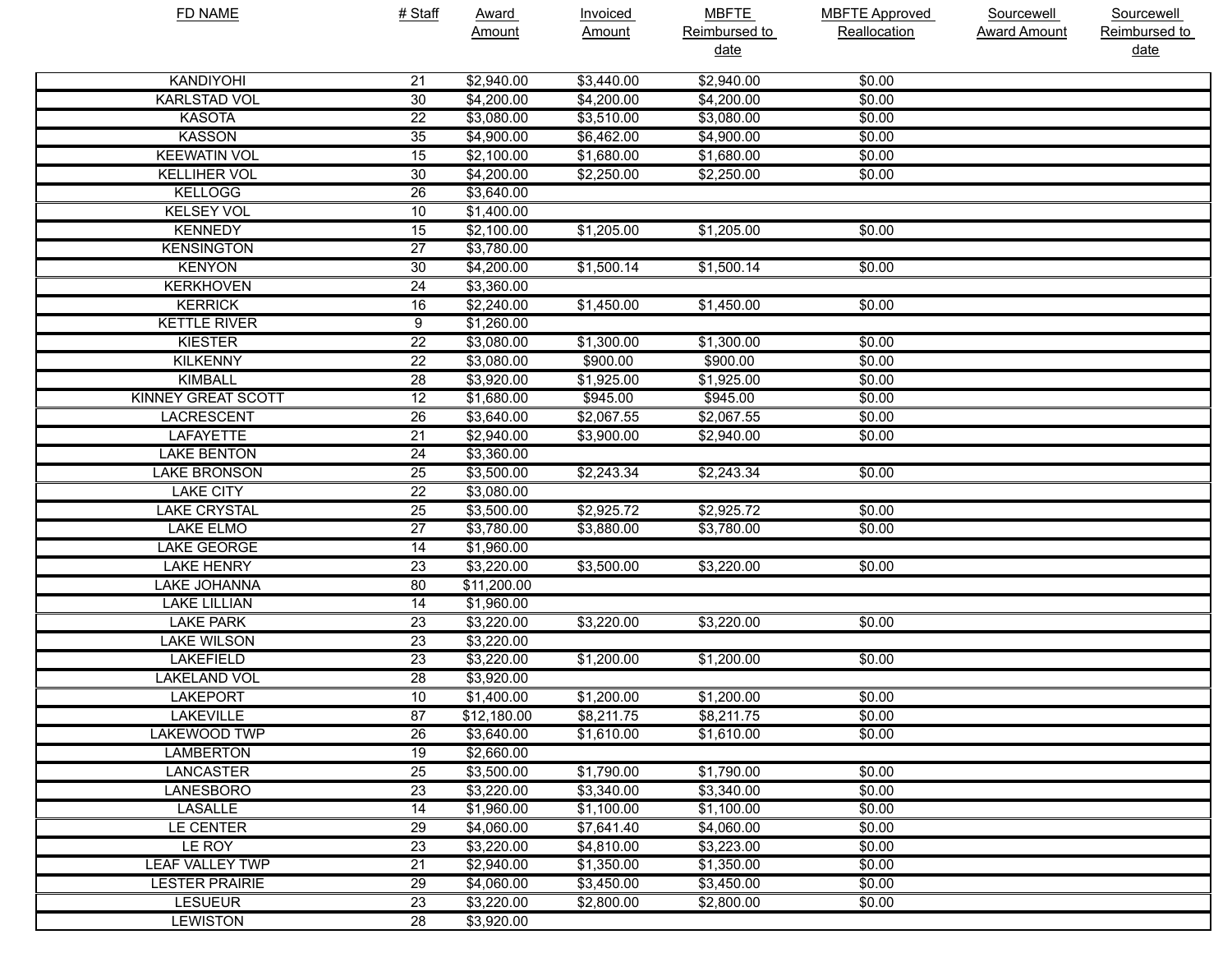| FD NAME | # Staff | Award Amount | Invoiced Amount | MBFTE Reimbursed to date | MBFTE Approved Reallocation | Sourcewell Award Amount | Sourcewell Reimbursed to date |
|---|---|---|---|---|---|---|---|
| KANDIYOHI | 21 | $2,940.00 | $3,440.00 | $2,940.00 | $0.00 | | |
| KARLSTAD VOL | 30 | $4,200.00 | $4,200.00 | $4,200.00 | $0.00 | | |
| KASOTA | 22 | $3,080.00 | $3,510.00 | $3,080.00 | $0.00 | | |
| KASSON | 35 | $4,900.00 | $6,462.00 | $4,900.00 | $0.00 | | |
| KEEWATIN VOL | 15 | $2,100.00 | $1,680.00 | $1,680.00 | $0.00 | | |
| KELLIHER VOL | 30 | $4,200.00 | $2,250.00 | $2,250.00 | $0.00 | | |
| KELLOGG | 26 | $3,640.00 | | | | | |
| KELSEY VOL | 10 | $1,400.00 | | | | | |
| KENNEDY | 15 | $2,100.00 | $1,205.00 | $1,205.00 | $0.00 | | |
| KENSINGTON | 27 | $3,780.00 | | | | | |
| KENYON | 30 | $4,200.00 | $1,500.14 | $1,500.14 | $0.00 | | |
| KERKHOVEN | 24 | $3,360.00 | | | | | |
| KERRICK | 16 | $2,240.00 | $1,450.00 | $1,450.00 | $0.00 | | |
| KETTLE RIVER | 9 | $1,260.00 | | | | | |
| KIESTER | 22 | $3,080.00 | $1,300.00 | $1,300.00 | $0.00 | | |
| KILKENNY | 22 | $3,080.00 | $900.00 | $900.00 | $0.00 | | |
| KIMBALL | 28 | $3,920.00 | $1,925.00 | $1,925.00 | $0.00 | | |
| KINNEY GREAT SCOTT | 12 | $1,680.00 | $945.00 | $945.00 | $0.00 | | |
| LACRESCENT | 26 | $3,640.00 | $2,067.55 | $2,067.55 | $0.00 | | |
| LAFAYETTE | 21 | $2,940.00 | $3,900.00 | $2,940.00 | $0.00 | | |
| LAKE BENTON | 24 | $3,360.00 | | | | | |
| LAKE BRONSON | 25 | $3,500.00 | $2,243.34 | $2,243.34 | $0.00 | | |
| LAKE CITY | 22 | $3,080.00 | | | | | |
| LAKE CRYSTAL | 25 | $3,500.00 | $2,925.72 | $2,925.72 | $0.00 | | |
| LAKE ELMO | 27 | $3,780.00 | $3,880.00 | $3,780.00 | $0.00 | | |
| LAKE GEORGE | 14 | $1,960.00 | | | | | |
| LAKE HENRY | 23 | $3,220.00 | $3,500.00 | $3,220.00 | $0.00 | | |
| LAKE JOHANNA | 80 | $11,200.00 | | | | | |
| LAKE LILLIAN | 14 | $1,960.00 | | | | | |
| LAKE PARK | 23 | $3,220.00 | $3,220.00 | $3,220.00 | $0.00 | | |
| LAKE WILSON | 23 | $3,220.00 | | | | | |
| LAKEFIELD | 23 | $3,220.00 | $1,200.00 | $1,200.00 | $0.00 | | |
| LAKELAND VOL | 28 | $3,920.00 | | | | | |
| LAKEPORT | 10 | $1,400.00 | $1,200.00 | $1,200.00 | $0.00 | | |
| LAKEVILLE | 87 | $12,180.00 | $8,211.75 | $8,211.75 | $0.00 | | |
| LAKEWOOD TWP | 26 | $3,640.00 | $1,610.00 | $1,610.00 | $0.00 | | |
| LAMBERTON | 19 | $2,660.00 | | | | | |
| LANCASTER | 25 | $3,500.00 | $1,790.00 | $1,790.00 | $0.00 | | |
| LANESBORO | 23 | $3,220.00 | $3,340.00 | $3,340.00 | $0.00 | | |
| LASALLE | 14 | $1,960.00 | $1,100.00 | $1,100.00 | $0.00 | | |
| LE CENTER | 29 | $4,060.00 | $7,641.40 | $4,060.00 | $0.00 | | |
| LE ROY | 23 | $3,220.00 | $4,810.00 | $3,223.00 | $0.00 | | |
| LEAF VALLEY TWP | 21 | $2,940.00 | $1,350.00 | $1,350.00 | $0.00 | | |
| LESTER PRAIRIE | 29 | $4,060.00 | $3,450.00 | $3,450.00 | $0.00 | | |
| LESUEUR | 23 | $3,220.00 | $2,800.00 | $2,800.00 | $0.00 | | |
| LEWISTON | 28 | $3,920.00 | | | | | |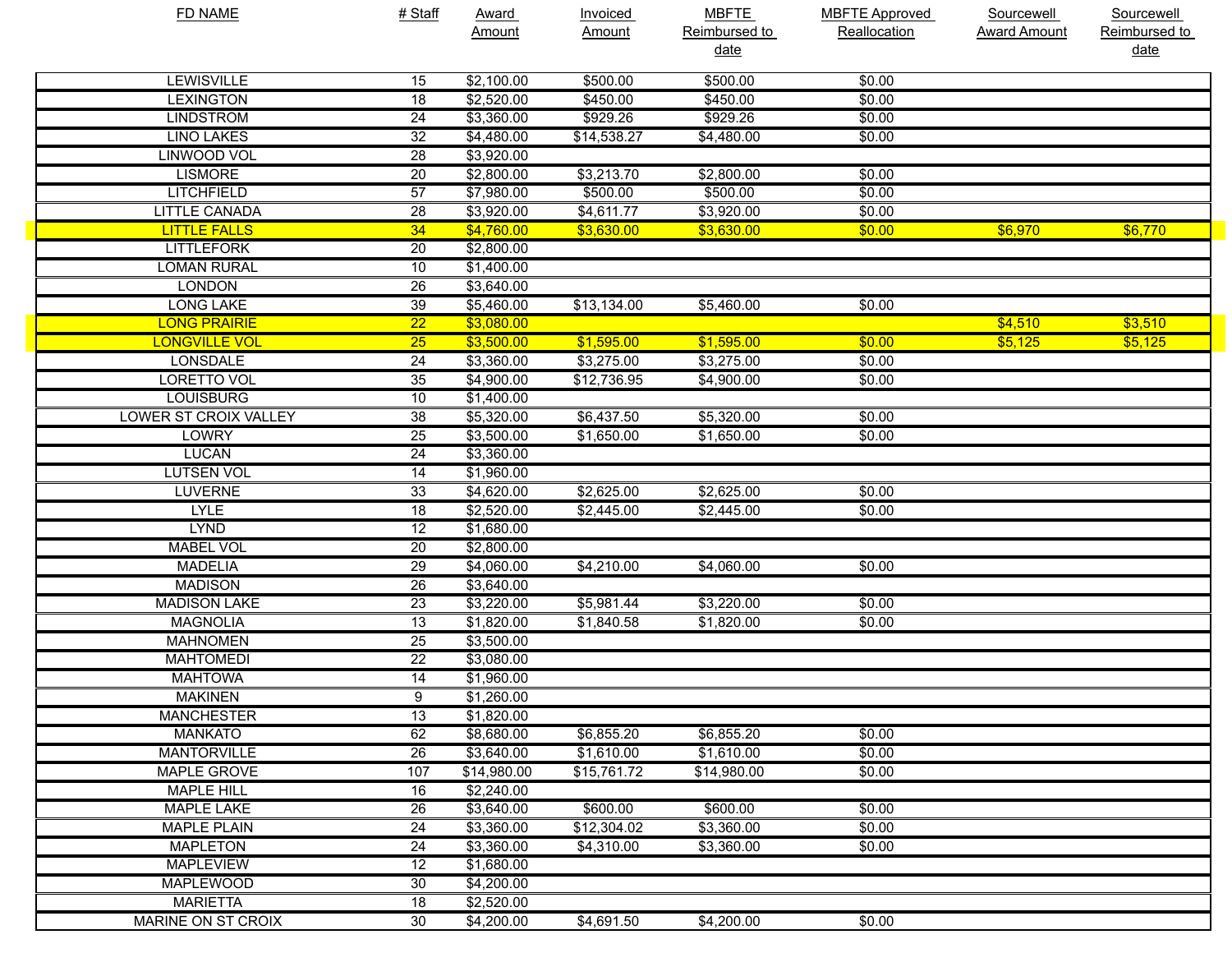| FD NAME | # Staff | Award Amount | Invoiced Amount | MBFTE Reimbursed to date | MBFTE Approved Reallocation | Sourcewell Award Amount | Sourcewell Reimbursed to date |
|---|---|---|---|---|---|---|---|
| LEWISVILLE | 15 | $2,100.00 | $500.00 | $500.00 | $0.00 | | |
| LEXINGTON | 18 | $2,520.00 | $450.00 | $450.00 | $0.00 | | |
| LINDSTROM | 24 | $3,360.00 | $929.26 | $929.26 | $0.00 | | |
| LINO LAKES | 32 | $4,480.00 | $14,538.27 | $4,480.00 | $0.00 | | |
| LINWOOD VOL | 28 | $3,920.00 | | | | | |
| LISMORE | 20 | $2,800.00 | $3,213.70 | $2,800.00 | $0.00 | | |
| LITCHFIELD | 57 | $7,980.00 | $500.00 | $500.00 | $0.00 | | |
| LITTLE CANADA | 28 | $3,920.00 | $4,611.77 | $3,920.00 | $0.00 | | |
| LITTLE FALLS | 34 | $4,760.00 | $3,630.00 | $3,630.00 | $0.00 | $6,970 | $6,770 |
| LITTLEFORK | 20 | $2,800.00 | | | | | |
| LOMAN RURAL | 10 | $1,400.00 | | | | | |
| LONDON | 26 | $3,640.00 | | | | | |
| LONG LAKE | 39 | $5,460.00 | $13,134.00 | $5,460.00 | $0.00 | | |
| LONG PRAIRIE | 22 | $3,080.00 | | | | $4,510 | $3,510 |
| LONGVILLE VOL | 25 | $3,500.00 | $1,595.00 | $1,595.00 | $0.00 | $5,125 | $5,125 |
| LONSDALE | 24 | $3,360.00 | $3,275.00 | $3,275.00 | $0.00 | | |
| LORETTO VOL | 35 | $4,900.00 | $12,736.95 | $4,900.00 | $0.00 | | |
| LOUISBURG | 10 | $1,400.00 | | | | | |
| LOWER ST CROIX VALLEY | 38 | $5,320.00 | $6,437.50 | $5,320.00 | $0.00 | | |
| LOWRY | 25 | $3,500.00 | $1,650.00 | $1,650.00 | $0.00 | | |
| LUCAN | 24 | $3,360.00 | | | | | |
| LUTSEN VOL | 14 | $1,960.00 | | | | | |
| LUVERNE | 33 | $4,620.00 | $2,625.00 | $2,625.00 | $0.00 | | |
| LYLE | 18 | $2,520.00 | $2,445.00 | $2,445.00 | $0.00 | | |
| LYND | 12 | $1,680.00 | | | | | |
| MABEL VOL | 20 | $2,800.00 | | | | | |
| MADELIA | 29 | $4,060.00 | $4,210.00 | $4,060.00 | $0.00 | | |
| MADISON | 26 | $3,640.00 | | | | | |
| MADISON LAKE | 23 | $3,220.00 | $5,981.44 | $3,220.00 | $0.00 | | |
| MAGNOLIA | 13 | $1,820.00 | $1,840.58 | $1,820.00 | $0.00 | | |
| MAHNOMEN | 25 | $3,500.00 | | | | | |
| MAHTOMEDI | 22 | $3,080.00 | | | | | |
| MAHTOWA | 14 | $1,960.00 | | | | | |
| MAKINEN | 9 | $1,260.00 | | | | | |
| MANCHESTER | 13 | $1,820.00 | | | | | |
| MANKATO | 62 | $8,680.00 | $6,855.20 | $6,855.20 | $0.00 | | |
| MANTORVILLE | 26 | $3,640.00 | $1,610.00 | $1,610.00 | $0.00 | | |
| MAPLE GROVE | 107 | $14,980.00 | $15,761.72 | $14,980.00 | $0.00 | | |
| MAPLE HILL | 16 | $2,240.00 | | | | | |
| MAPLE LAKE | 26 | $3,640.00 | $600.00 | $600.00 | $0.00 | | |
| MAPLE PLAIN | 24 | $3,360.00 | $12,304.02 | $3,360.00 | $0.00 | | |
| MAPLETON | 24 | $3,360.00 | $4,310.00 | $3,360.00 | $0.00 | | |
| MAPLEVIEW | 12 | $1,680.00 | | | | | |
| MAPLEWOOD | 30 | $4,200.00 | | | | | |
| MARIETTA | 18 | $2,520.00 | | | | | |
| MARINE ON ST CROIX | 30 | $4,200.00 | $4,691.50 | $4,200.00 | $0.00 | | |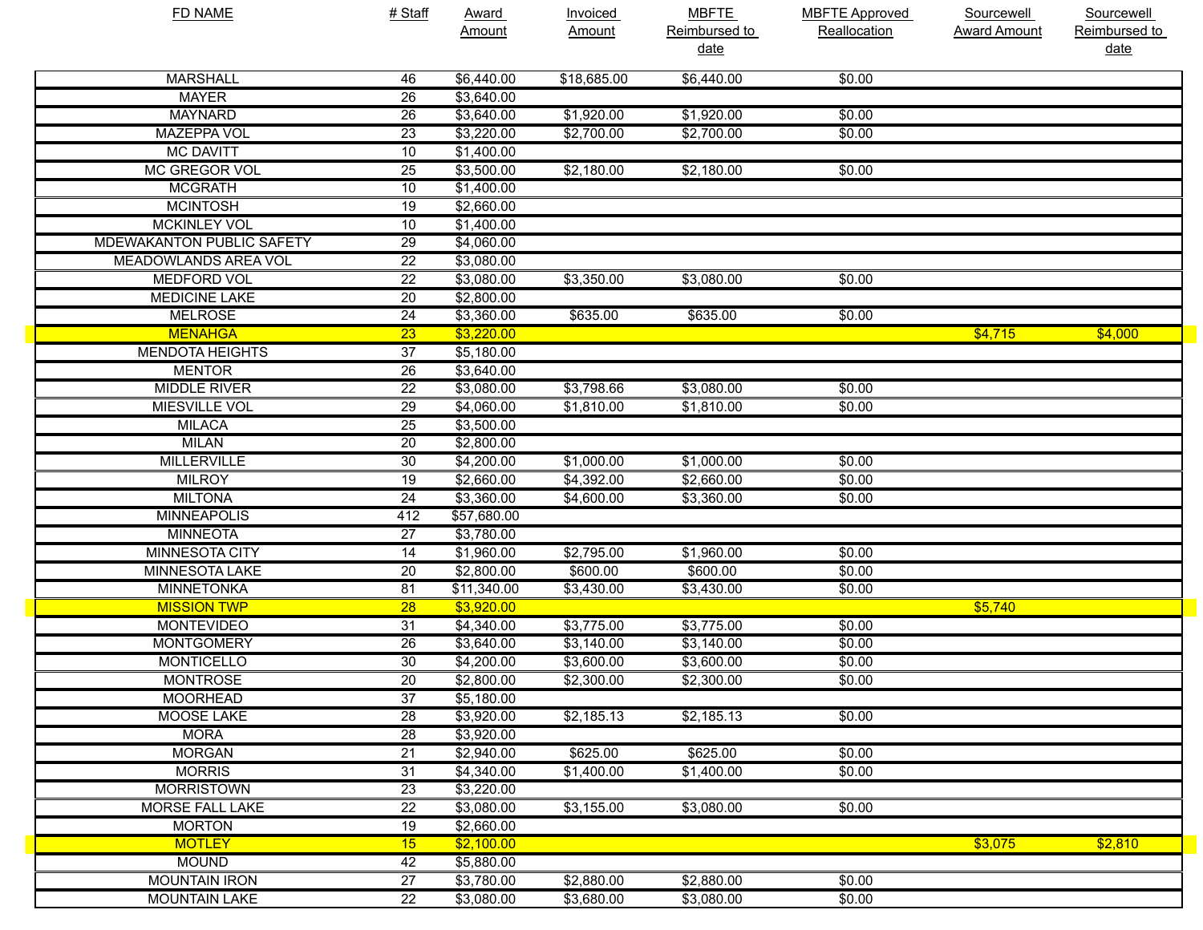| FD NAME | # Staff | Award Amount | Invoiced Amount | MBFTE Reimbursed to date | MBFTE Approved Reallocation | Sourcewell Award Amount | Sourcewell Reimbursed to date |
|---|---|---|---|---|---|---|---|
| MARSHALL | 46 | $6,440.00 | $18,685.00 | $6,440.00 | $0.00 | | |
| MAYER | 26 | $3,640.00 | | | | | |
| MAYNARD | 26 | $3,640.00 | $1,920.00 | $1,920.00 | $0.00 | | |
| MAZEPPA VOL | 23 | $3,220.00 | $2,700.00 | $2,700.00 | $0.00 | | |
| MC DAVITT | 10 | $1,400.00 | | | | | |
| MC GREGOR VOL | 25 | $3,500.00 | $2,180.00 | $2,180.00 | $0.00 | | |
| MCGRATH | 10 | $1,400.00 | | | | | |
| MCINTOSH | 19 | $2,660.00 | | | | | |
| MCKINLEY VOL | 10 | $1,400.00 | | | | | |
| MDEWAKANTON PUBLIC SAFETY | 29 | $4,060.00 | | | | | |
| MEADOWLANDS AREA VOL | 22 | $3,080.00 | | | | | |
| MEDFORD VOL | 22 | $3,080.00 | $3,350.00 | $3,080.00 | $0.00 | | |
| MEDICINE LAKE | 20 | $2,800.00 | | | | | |
| MELROSE | 24 | $3,360.00 | $635.00 | $635.00 | $0.00 | | |
| MENAHGA | 23 | $3,220.00 | | | | $4,715 | $4,000 |
| MENDOTA HEIGHTS | 37 | $5,180.00 | | | | | |
| MENTOR | 26 | $3,640.00 | | | | | |
| MIDDLE RIVER | 22 | $3,080.00 | $3,798.66 | $3,080.00 | $0.00 | | |
| MIESVILLE VOL | 29 | $4,060.00 | $1,810.00 | $1,810.00 | $0.00 | | |
| MILACA | 25 | $3,500.00 | | | | | |
| MILAN | 20 | $2,800.00 | | | | | |
| MILLERVILLE | 30 | $4,200.00 | $1,000.00 | $1,000.00 | $0.00 | | |
| MILROY | 19 | $2,660.00 | $4,392.00 | $2,660.00 | $0.00 | | |
| MILTONA | 24 | $3,360.00 | $4,600.00 | $3,360.00 | $0.00 | | |
| MINNEAPOLIS | 412 | $57,680.00 | | | | | |
| MINNEOTA | 27 | $3,780.00 | | | | | |
| MINNESOTA CITY | 14 | $1,960.00 | $2,795.00 | $1,960.00 | $0.00 | | |
| MINNESOTA LAKE | 20 | $2,800.00 | $600.00 | $600.00 | $0.00 | | |
| MINNETONKA | 81 | $11,340.00 | $3,430.00 | $3,430.00 | $0.00 | | |
| MISSION TWP | 28 | $3,920.00 | | | | $5,740 | |
| MONTEVIDEO | 31 | $4,340.00 | $3,775.00 | $3,775.00 | $0.00 | | |
| MONTGOMERY | 26 | $3,640.00 | $3,140.00 | $3,140.00 | $0.00 | | |
| MONTICELLO | 30 | $4,200.00 | $3,600.00 | $3,600.00 | $0.00 | | |
| MONTROSE | 20 | $2,800.00 | $2,300.00 | $2,300.00 | $0.00 | | |
| MOORHEAD | 37 | $5,180.00 | | | | | |
| MOOSE LAKE | 28 | $3,920.00 | $2,185.13 | $2,185.13 | $0.00 | | |
| MORA | 28 | $3,920.00 | | | | | |
| MORGAN | 21 | $2,940.00 | $625.00 | $625.00 | $0.00 | | |
| MORRIS | 31 | $4,340.00 | $1,400.00 | $1,400.00 | $0.00 | | |
| MORRISTOWN | 23 | $3,220.00 | | | | | |
| MORSE FALL LAKE | 22 | $3,080.00 | $3,155.00 | $3,080.00 | $0.00 | | |
| MORTON | 19 | $2,660.00 | | | | | |
| MOTLEY | 15 | $2,100.00 | | | | $3,075 | $2,810 |
| MOUND | 42 | $5,880.00 | | | | | |
| MOUNTAIN IRON | 27 | $3,780.00 | $2,880.00 | $2,880.00 | $0.00 | | |
| MOUNTAIN LAKE | 22 | $3,080.00 | $3,680.00 | $3,080.00 | $0.00 | | |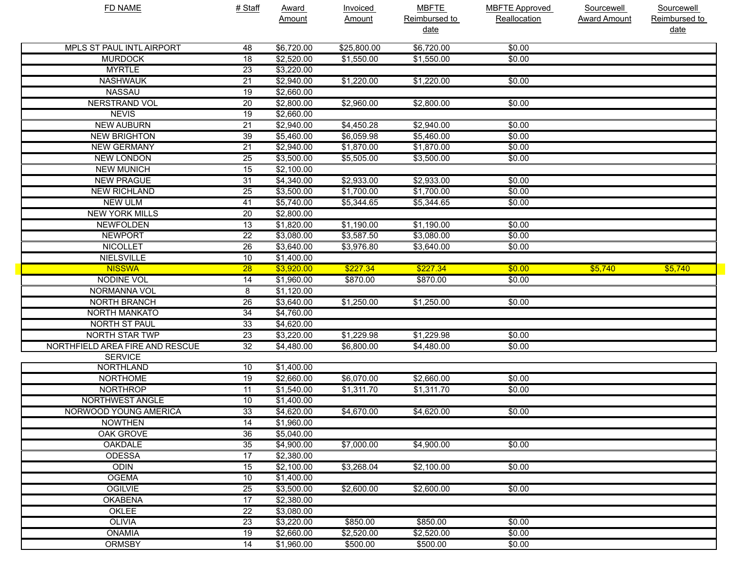| FD NAME | # Staff | Award Amount | Invoiced Amount | MBFTE Reimbursed to date | MBFTE Approved Reallocation | Sourcewell Award Amount | Sourcewell Reimbursed to date |
|---|---|---|---|---|---|---|---|
| MPLS ST PAUL INTL AIRPORT | 48 | $6,720.00 | $25,800.00 | $6,720.00 | $0.00 | | |
| MURDOCK | 18 | $2,520.00 | $1,550.00 | $1,550.00 | $0.00 | | |
| MYRTLE | 23 | $3,220.00 | | | | | |
| NASHWAUK | 21 | $2,940.00 | $1,220.00 | $1,220.00 | $0.00 | | |
| NASSAU | 19 | $2,660.00 | | | | | |
| NERSTRAND VOL | 20 | $2,800.00 | $2,960.00 | $2,800.00 | $0.00 | | |
| NEVIS | 19 | $2,660.00 | | | | | |
| NEW AUBURN | 21 | $2,940.00 | $4,450.28 | $2,940.00 | $0.00 | | |
| NEW BRIGHTON | 39 | $5,460.00 | $6,059.98 | $5,460.00 | $0.00 | | |
| NEW GERMANY | 21 | $2,940.00 | $1,870.00 | $1,870.00 | $0.00 | | |
| NEW LONDON | 25 | $3,500.00 | $5,505.00 | $3,500.00 | $0.00 | | |
| NEW MUNICH | 15 | $2,100.00 | | | | | |
| NEW PRAGUE | 31 | $4,340.00 | $2,933.00 | $2,933.00 | $0.00 | | |
| NEW RICHLAND | 25 | $3,500.00 | $1,700.00 | $1,700.00 | $0.00 | | |
| NEW ULM | 41 | $5,740.00 | $5,344.65 | $5,344.65 | $0.00 | | |
| NEW YORK MILLS | 20 | $2,800.00 | | | | | |
| NEWFOLDEN | 13 | $1,820.00 | $1,190.00 | $1,190.00 | $0.00 | | |
| NEWPORT | 22 | $3,080.00 | $3,587.50 | $3,080.00 | $0.00 | | |
| NICOLLET | 26 | $3,640.00 | $3,976.80 | $3,640.00 | $0.00 | | |
| NIELSVILLE | 10 | $1,400.00 | | | | | |
| NISSWA | 28 | $3,920.00 | $227.34 | $227.34 | $0.00 | $5,740 | $5,740 |
| NODINE VOL | 14 | $1,960.00 | $870.00 | $870.00 | $0.00 | | |
| NORMANNA VOL | 8 | $1,120.00 | | | | | |
| NORTH BRANCH | 26 | $3,640.00 | $1,250.00 | $1,250.00 | $0.00 | | |
| NORTH MANKATO | 34 | $4,760.00 | | | | | |
| NORTH ST PAUL | 33 | $4,620.00 | | | | | |
| NORTH STAR TWP | 23 | $3,220.00 | $1,229.98 | $1,229.98 | $0.00 | | |
| NORTHFIELD AREA FIRE AND RESCUE SERVICE | 32 | $4,480.00 | $6,800.00 | $4,480.00 | $0.00 | | |
| NORTHLAND | 10 | $1,400.00 | | | | | |
| NORTHOME | 19 | $2,660.00 | $6,070.00 | $2,660.00 | $0.00 | | |
| NORTHROP | 11 | $1,540.00 | $1,311.70 | $1,311.70 | $0.00 | | |
| NORTHWEST ANGLE | 10 | $1,400.00 | | | | | |
| NORWOOD YOUNG AMERICA | 33 | $4,620.00 | $4,670.00 | $4,620.00 | $0.00 | | |
| NOWTHEN | 14 | $1,960.00 | | | | | |
| OAK GROVE | 36 | $5,040.00 | | | | | |
| OAKDALE | 35 | $4,900.00 | $7,000.00 | $4,900.00 | $0.00 | | |
| ODESSA | 17 | $2,380.00 | | | | | |
| ODIN | 15 | $2,100.00 | $3,268.04 | $2,100.00 | $0.00 | | |
| OGEMA | 10 | $1,400.00 | | | | | |
| OGILVIE | 25 | $3,500.00 | $2,600.00 | $2,600.00 | $0.00 | | |
| OKABENA | 17 | $2,380.00 | | | | | |
| OKLEE | 22 | $3,080.00 | | | | | |
| OLIVIA | 23 | $3,220.00 | $850.00 | $850.00 | $0.00 | | |
| ONAMIA | 19 | $2,660.00 | $2,520.00 | $2,520.00 | $0.00 | | |
| ORMSBY | 14 | $1,960.00 | $500.00 | $500.00 | $0.00 | | |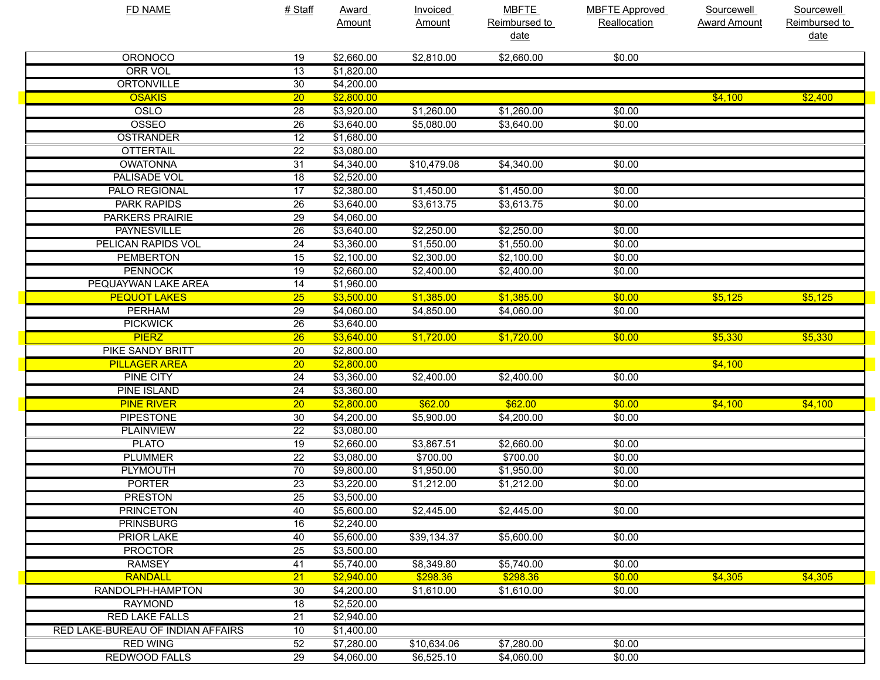| FD NAME | # Staff | Award Amount | Invoiced Amount | MBFTE Reimbursed to date | MBFTE Approved Reallocation | Sourcewell Award Amount | Sourcewell Reimbursed to date |
|---|---|---|---|---|---|---|---|
| ORONOCO | 19 | $2,660.00 | $2,810.00 | $2,660.00 | $0.00 | | |
| ORR VOL | 13 | $1,820.00 | | | | | |
| ORTONVILLE | 30 | $4,200.00 | | | | | |
| OSAKIS | 20 | $2,800.00 | | | | $4,100 | $2,400 |
| OSLO | 28 | $3,920.00 | $1,260.00 | $1,260.00 | $0.00 | | |
| OSSEO | 26 | $3,640.00 | $5,080.00 | $3,640.00 | $0.00 | | |
| OSTRANDER | 12 | $1,680.00 | | | | | |
| OTTERTAIL | 22 | $3,080.00 | | | | | |
| OWATONNA | 31 | $4,340.00 | $10,479.08 | $4,340.00 | $0.00 | | |
| PALISADE VOL | 18 | $2,520.00 | | | | | |
| PALO REGIONAL | 17 | $2,380.00 | $1,450.00 | $1,450.00 | $0.00 | | |
| PARK RAPIDS | 26 | $3,640.00 | $3,613.75 | $3,613.75 | $0.00 | | |
| PARKERS PRAIRIE | 29 | $4,060.00 | | | | | |
| PAYNESVILLE | 26 | $3,640.00 | $2,250.00 | $2,250.00 | $0.00 | | |
| PELICAN RAPIDS VOL | 24 | $3,360.00 | $1,550.00 | $1,550.00 | $0.00 | | |
| PEMBERTON | 15 | $2,100.00 | $2,300.00 | $2,100.00 | $0.00 | | |
| PENNOCK | 19 | $2,660.00 | $2,400.00 | $2,400.00 | $0.00 | | |
| PEQUAYWAN LAKE AREA | 14 | $1,960.00 | | | | | |
| PEQUOT LAKES | 25 | $3,500.00 | $1,385.00 | $1,385.00 | $0.00 | $5,125 | $5,125 |
| PERHAM | 29 | $4,060.00 | $4,850.00 | $4,060.00 | $0.00 | | |
| PICKWICK | 26 | $3,640.00 | | | | | |
| PIERZ | 26 | $3,640.00 | $1,720.00 | $1,720.00 | $0.00 | $5,330 | $5,330 |
| PIKE SANDY BRITT | 20 | $2,800.00 | | | | | |
| PILLAGER AREA | 20 | $2,800.00 | | | | $4,100 | |
| PINE CITY | 24 | $3,360.00 | $2,400.00 | $2,400.00 | $0.00 | | |
| PINE ISLAND | 24 | $3,360.00 | | | | | |
| PINE RIVER | 20 | $2,800.00 | $62.00 | $62.00 | $0.00 | $4,100 | $4,100 |
| PIPESTONE | 30 | $4,200.00 | $5,900.00 | $4,200.00 | $0.00 | | |
| PLAINVIEW | 22 | $3,080.00 | | | | | |
| PLATO | 19 | $2,660.00 | $3,867.51 | $2,660.00 | $0.00 | | |
| PLUMMER | 22 | $3,080.00 | $700.00 | $700.00 | $0.00 | | |
| PLYMOUTH | 70 | $9,800.00 | $1,950.00 | $1,950.00 | $0.00 | | |
| PORTER | 23 | $3,220.00 | $1,212.00 | $1,212.00 | $0.00 | | |
| PRESTON | 25 | $3,500.00 | | | | | |
| PRINCETON | 40 | $5,600.00 | $2,445.00 | $2,445.00 | $0.00 | | |
| PRINSBURG | 16 | $2,240.00 | | | | | |
| PRIOR LAKE | 40 | $5,600.00 | $39,134.37 | $5,600.00 | $0.00 | | |
| PROCTOR | 25 | $3,500.00 | | | | | |
| RAMSEY | 41 | $5,740.00 | $8,349.80 | $5,740.00 | $0.00 | | |
| RANDALL | 21 | $2,940.00 | $298.36 | $298.36 | $0.00 | $4,305 | $4,305 |
| RANDOLPH-HAMPTON | 30 | $4,200.00 | $1,610.00 | $1,610.00 | $0.00 | | |
| RAYMOND | 18 | $2,520.00 | | | | | |
| RED LAKE FALLS | 21 | $2,940.00 | | | | | |
| RED LAKE-BUREAU OF INDIAN AFFAIRS | 10 | $1,400.00 | | | | | |
| RED WING | 52 | $7,280.00 | $10,634.06 | $7,280.00 | $0.00 | | |
| REDWOOD FALLS | 29 | $4,060.00 | $6,525.10 | $4,060.00 | $0.00 | | |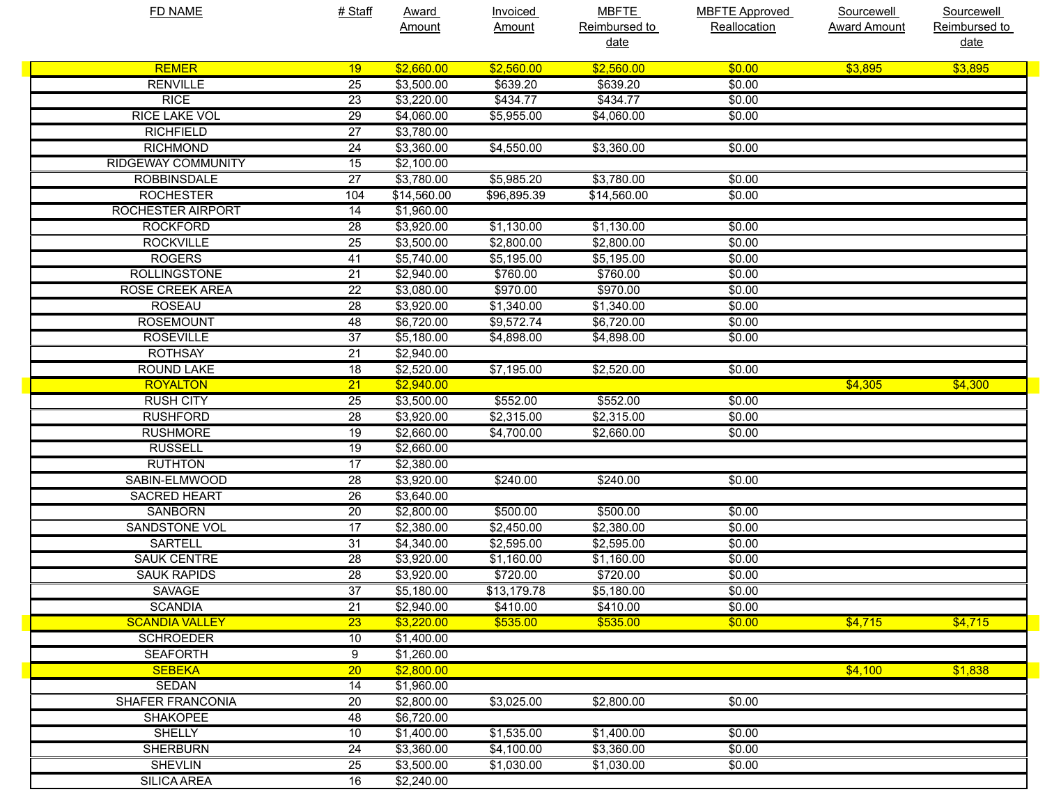| FD NAME | # Staff | Award Amount | Invoiced Amount | MBFTE Reimbursed to date | MBFTE Approved Reallocation | Sourcewell Award Amount | Sourcewell Reimbursed to date |
|---|---|---|---|---|---|---|---|
| REMER | 19 | $2,660.00 | $2,560.00 | $2,560.00 | $0.00 | $3,895 | $3,895 |
| RENVILLE | 25 | $3,500.00 | $639.20 | $639.20 | $0.00 | | |
| RICE | 23 | $3,220.00 | $434.77 | $434.77 | $0.00 | | |
| RICE LAKE VOL | 29 | $4,060.00 | $5,955.00 | $4,060.00 | $0.00 | | |
| RICHFIELD | 27 | $3,780.00 | | | | | |
| RICHMOND | 24 | $3,360.00 | $4,550.00 | $3,360.00 | $0.00 | | |
| RIDGEWAY COMMUNITY | 15 | $2,100.00 | | | | | |
| ROBBINSDALE | 27 | $3,780.00 | $5,985.20 | $3,780.00 | $0.00 | | |
| ROCHESTER | 104 | $14,560.00 | $96,895.39 | $14,560.00 | $0.00 | | |
| ROCHESTER AIRPORT | 14 | $1,960.00 | | | | | |
| ROCKFORD | 28 | $3,920.00 | $1,130.00 | $1,130.00 | $0.00 | | |
| ROCKVILLE | 25 | $3,500.00 | $2,800.00 | $2,800.00 | $0.00 | | |
| ROGERS | 41 | $5,740.00 | $5,195.00 | $5,195.00 | $0.00 | | |
| ROLLINGSTONE | 21 | $2,940.00 | $760.00 | $760.00 | $0.00 | | |
| ROSE CREEK AREA | 22 | $3,080.00 | $970.00 | $970.00 | $0.00 | | |
| ROSEAU | 28 | $3,920.00 | $1,340.00 | $1,340.00 | $0.00 | | |
| ROSEMOUNT | 48 | $6,720.00 | $9,572.74 | $6,720.00 | $0.00 | | |
| ROSEVILLE | 37 | $5,180.00 | $4,898.00 | $4,898.00 | $0.00 | | |
| ROTHSAY | 21 | $2,940.00 | | | | | |
| ROUND LAKE | 18 | $2,520.00 | $7,195.00 | $2,520.00 | $0.00 | | |
| ROYALTON | 21 | $2,940.00 | | | | $4,305 | $4,300 |
| RUSH CITY | 25 | $3,500.00 | $552.00 | $552.00 | $0.00 | | |
| RUSHFORD | 28 | $3,920.00 | $2,315.00 | $2,315.00 | $0.00 | | |
| RUSHMORE | 19 | $2,660.00 | $4,700.00 | $2,660.00 | $0.00 | | |
| RUSSELL | 19 | $2,660.00 | | | | | |
| RUTHTON | 17 | $2,380.00 | | | | | |
| SABIN-ELMWOOD | 28 | $3,920.00 | $240.00 | $240.00 | $0.00 | | |
| SACRED HEART | 26 | $3,640.00 | | | | | |
| SANBORN | 20 | $2,800.00 | $500.00 | $500.00 | $0.00 | | |
| SANDSTONE VOL | 17 | $2,380.00 | $2,450.00 | $2,380.00 | $0.00 | | |
| SARTELL | 31 | $4,340.00 | $2,595.00 | $2,595.00 | $0.00 | | |
| SAUK CENTRE | 28 | $3,920.00 | $1,160.00 | $1,160.00 | $0.00 | | |
| SAUK RAPIDS | 28 | $3,920.00 | $720.00 | $720.00 | $0.00 | | |
| SAVAGE | 37 | $5,180.00 | $13,179.78 | $5,180.00 | $0.00 | | |
| SCANDIA | 21 | $2,940.00 | $410.00 | $410.00 | $0.00 | | |
| SCANDIA VALLEY | 23 | $3,220.00 | $535.00 | $535.00 | $0.00 | $4,715 | $4,715 |
| SCHROEDER | 10 | $1,400.00 | | | | | |
| SEAFORTH | 9 | $1,260.00 | | | | | |
| SEBEKA | 20 | $2,800.00 | | | | $4,100 | $1,838 |
| SEDAN | 14 | $1,960.00 | | | | | |
| SHAFER FRANCONIA | 20 | $2,800.00 | $3,025.00 | $2,800.00 | $0.00 | | |
| SHAKOPEE | 48 | $6,720.00 | | | | | |
| SHELLY | 10 | $1,400.00 | $1,535.00 | $1,400.00 | $0.00 | | |
| SHERBURN | 24 | $3,360.00 | $4,100.00 | $3,360.00 | $0.00 | | |
| SHEVLIN | 25 | $3,500.00 | $1,030.00 | $1,030.00 | $0.00 | | |
| SILICA AREA | 16 | $2,240.00 | | | | | |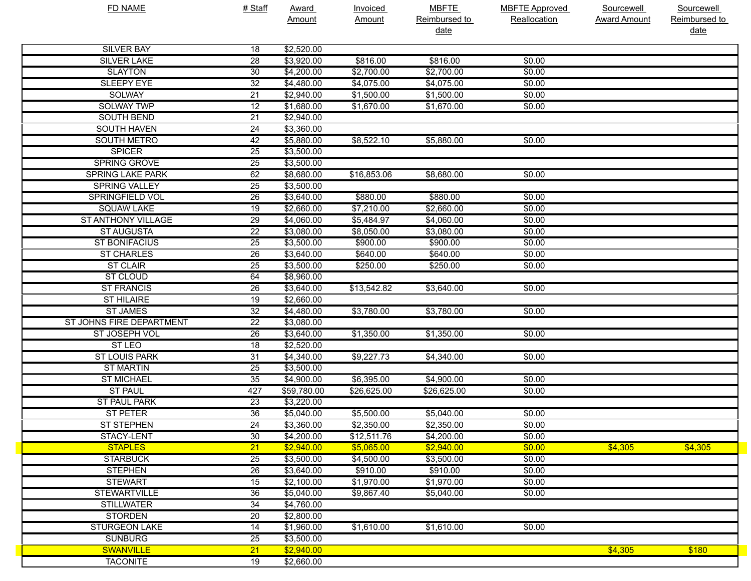| FD NAME | # Staff | Award Amount | Invoiced Amount | MBFTE Reimbursed to date | MBFTE Approved Reallocation | Sourcewell Award Amount | Sourcewell Reimbursed to date |
|---|---|---|---|---|---|---|---|
| SILVER BAY | 18 | $2,520.00 | | | | | |
| SILVER LAKE | 28 | $3,920.00 | $816.00 | $816.00 | $0.00 | | |
| SLAYTON | 30 | $4,200.00 | $2,700.00 | $2,700.00 | $0.00 | | |
| SLEEPY EYE | 32 | $4,480.00 | $4,075.00 | $4,075.00 | $0.00 | | |
| SOLWAY | 21 | $2,940.00 | $1,500.00 | $1,500.00 | $0.00 | | |
| SOLWAY TWP | 12 | $1,680.00 | $1,670.00 | $1,670.00 | $0.00 | | |
| SOUTH BEND | 21 | $2,940.00 | | | | | |
| SOUTH HAVEN | 24 | $3,360.00 | | | | | |
| SOUTH METRO | 42 | $5,880.00 | $8,522.10 | $5,880.00 | $0.00 | | |
| SPICER | 25 | $3,500.00 | | | | | |
| SPRING GROVE | 25 | $3,500.00 | | | | | |
| SPRING LAKE PARK | 62 | $8,680.00 | $16,853.06 | $8,680.00 | $0.00 | | |
| SPRING VALLEY | 25 | $3,500.00 | | | | | |
| SPRINGFIELD VOL | 26 | $3,640.00 | $880.00 | $880.00 | $0.00 | | |
| SQUAW LAKE | 19 | $2,660.00 | $7,210.00 | $2,660.00 | $0.00 | | |
| ST ANTHONY VILLAGE | 29 | $4,060.00 | $5,484.97 | $4,060.00 | $0.00 | | |
| ST AUGUSTA | 22 | $3,080.00 | $8,050.00 | $3,080.00 | $0.00 | | |
| ST BONIFACIUS | 25 | $3,500.00 | $900.00 | $900.00 | $0.00 | | |
| ST CHARLES | 26 | $3,640.00 | $640.00 | $640.00 | $0.00 | | |
| ST CLAIR | 25 | $3,500.00 | $250.00 | $250.00 | $0.00 | | |
| ST CLOUD | 64 | $8,960.00 | | | | | |
| ST FRANCIS | 26 | $3,640.00 | $13,542.82 | $3,640.00 | $0.00 | | |
| ST HILAIRE | 19 | $2,660.00 | | | | | |
| ST JAMES | 32 | $4,480.00 | $3,780.00 | $3,780.00 | $0.00 | | |
| ST JOHNS FIRE DEPARTMENT | 22 | $3,080.00 | | | | | |
| ST JOSEPH VOL | 26 | $3,640.00 | $1,350.00 | $1,350.00 | $0.00 | | |
| ST LEO | 18 | $2,520.00 | | | | | |
| ST LOUIS PARK | 31 | $4,340.00 | $9,227.73 | $4,340.00 | $0.00 | | |
| ST MARTIN | 25 | $3,500.00 | | | | | |
| ST MICHAEL | 35 | $4,900.00 | $6,395.00 | $4,900.00 | $0.00 | | |
| ST PAUL | 427 | $59,780.00 | $26,625.00 | $26,625.00 | $0.00 | | |
| ST PAUL PARK | 23 | $3,220.00 | | | | | |
| ST PETER | 36 | $5,040.00 | $5,500.00 | $5,040.00 | $0.00 | | |
| ST STEPHEN | 24 | $3,360.00 | $2,350.00 | $2,350.00 | $0.00 | | |
| STACY-LENT | 30 | $4,200.00 | $12,511.76 | $4,200.00 | $0.00 | | |
| STAPLES | 21 | $2,940.00 | $5,065.00 | $2,940.00 | $0.00 | $4,305 | $4,305 |
| STARBUCK | 25 | $3,500.00 | $4,500.00 | $3,500.00 | $0.00 | | |
| STEPHEN | 26 | $3,640.00 | $910.00 | $910.00 | $0.00 | | |
| STEWART | 15 | $2,100.00 | $1,970.00 | $1,970.00 | $0.00 | | |
| STEWARTVILLE | 36 | $5,040.00 | $9,867.40 | $5,040.00 | $0.00 | | |
| STILLWATER | 34 | $4,760.00 | | | | | |
| STORDEN | 20 | $2,800.00 | | | | | |
| STURGEON LAKE | 14 | $1,960.00 | $1,610.00 | $1,610.00 | $0.00 | | |
| SUNBURG | 25 | $3,500.00 | | | | | |
| SWANVILLE | 21 | $2,940.00 | | | | $4,305 | $180 |
| TACONITE | 19 | $2,660.00 | | | | | |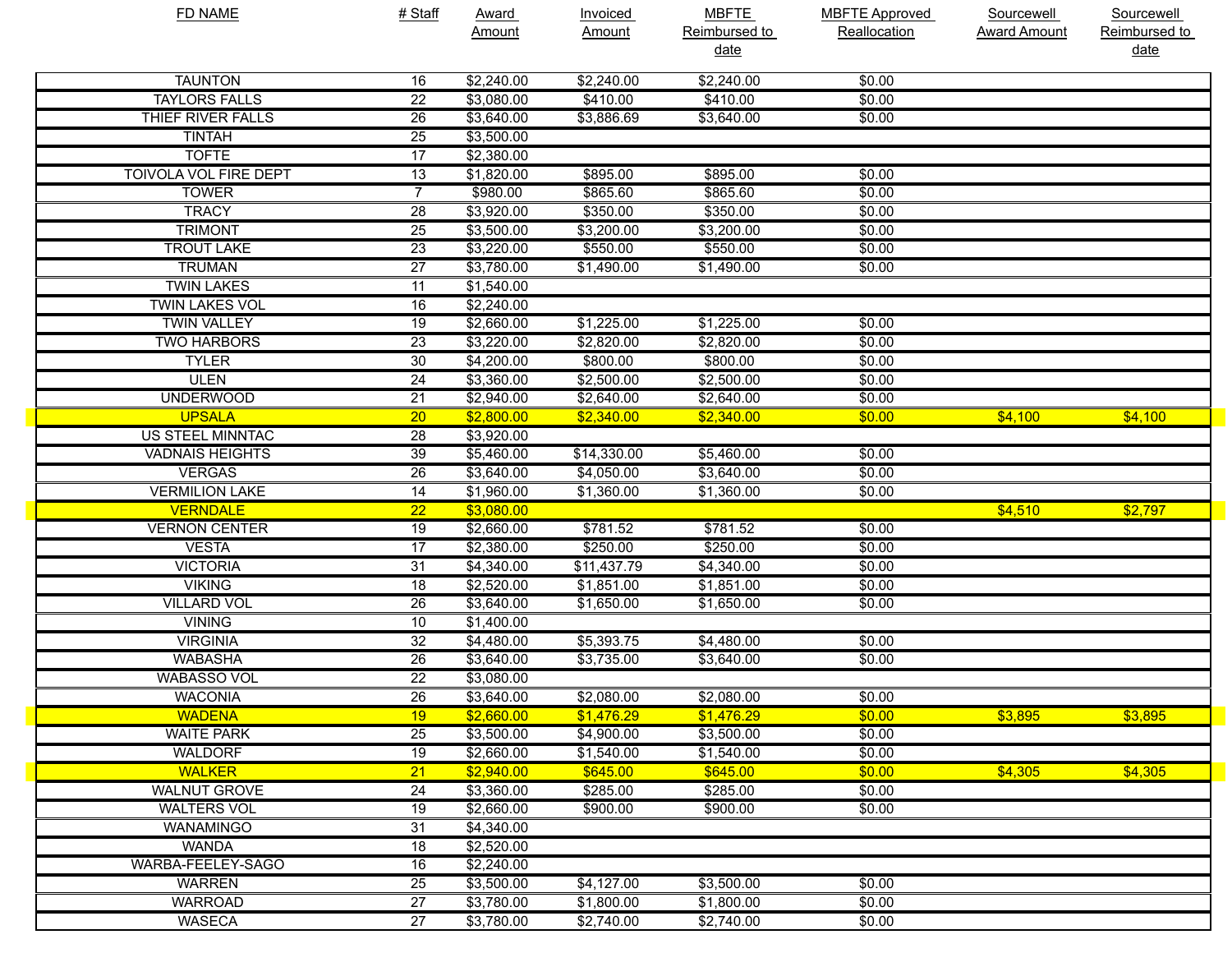| FD NAME | # Staff | Award Amount | Invoiced Amount | MBFTE Reimbursed to date | MBFTE Approved Reallocation | Sourcewell Award Amount | Sourcewell Reimbursed to date |
|---|---|---|---|---|---|---|---|
| TAUNTON | 16 | $2,240.00 | $2,240.00 | $2,240.00 | $0.00 | | |
| TAYLORS FALLS | 22 | $3,080.00 | $410.00 | $410.00 | $0.00 | | |
| THIEF RIVER FALLS | 26 | $3,640.00 | $3,886.69 | $3,640.00 | $0.00 | | |
| TINTAH | 25 | $3,500.00 | | | | | |
| TOFTE | 17 | $2,380.00 | | | | | |
| TOIVOLA VOL FIRE DEPT | 13 | $1,820.00 | $895.00 | $895.00 | $0.00 | | |
| TOWER | 7 | $980.00 | $865.60 | $865.60 | $0.00 | | |
| TRACY | 28 | $3,920.00 | $350.00 | $350.00 | $0.00 | | |
| TRIMONT | 25 | $3,500.00 | $3,200.00 | $3,200.00 | $0.00 | | |
| TROUT LAKE | 23 | $3,220.00 | $550.00 | $550.00 | $0.00 | | |
| TRUMAN | 27 | $3,780.00 | $1,490.00 | $1,490.00 | $0.00 | | |
| TWIN LAKES | 11 | $1,540.00 | | | | | |
| TWIN LAKES VOL | 16 | $2,240.00 | | | | | |
| TWIN VALLEY | 19 | $2,660.00 | $1,225.00 | $1,225.00 | $0.00 | | |
| TWO HARBORS | 23 | $3,220.00 | $2,820.00 | $2,820.00 | $0.00 | | |
| TYLER | 30 | $4,200.00 | $800.00 | $800.00 | $0.00 | | |
| ULEN | 24 | $3,360.00 | $2,500.00 | $2,500.00 | $0.00 | | |
| UNDERWOOD | 21 | $2,940.00 | $2,640.00 | $2,640.00 | $0.00 | | |
| UPSALA | 20 | $2,800.00 | $2,340.00 | $2,340.00 | $0.00 | $4,100 | $4,100 |
| US STEEL MINNTAC | 28 | $3,920.00 | | | | | |
| VADNAIS HEIGHTS | 39 | $5,460.00 | $14,330.00 | $5,460.00 | $0.00 | | |
| VERGAS | 26 | $3,640.00 | $4,050.00 | $3,640.00 | $0.00 | | |
| VERMILION LAKE | 14 | $1,960.00 | $1,360.00 | $1,360.00 | $0.00 | | |
| VERNDALE | 22 | $3,080.00 | | | | $4,510 | $2,797 |
| VERNON CENTER | 19 | $2,660.00 | $781.52 | $781.52 | $0.00 | | |
| VESTA | 17 | $2,380.00 | $250.00 | $250.00 | $0.00 | | |
| VICTORIA | 31 | $4,340.00 | $11,437.79 | $4,340.00 | $0.00 | | |
| VIKING | 18 | $2,520.00 | $1,851.00 | $1,851.00 | $0.00 | | |
| VILLARD VOL | 26 | $3,640.00 | $1,650.00 | $1,650.00 | $0.00 | | |
| VINING | 10 | $1,400.00 | | | | | |
| VIRGINIA | 32 | $4,480.00 | $5,393.75 | $4,480.00 | $0.00 | | |
| WABASHA | 26 | $3,640.00 | $3,735.00 | $3,640.00 | $0.00 | | |
| WABASSO VOL | 22 | $3,080.00 | | | | | |
| WACONIA | 26 | $3,640.00 | $2,080.00 | $2,080.00 | $0.00 | | |
| WADENA | 19 | $2,660.00 | $1,476.29 | $1,476.29 | $0.00 | $3,895 | $3,895 |
| WAITE PARK | 25 | $3,500.00 | $4,900.00 | $3,500.00 | $0.00 | | |
| WALDORF | 19 | $2,660.00 | $1,540.00 | $1,540.00 | $0.00 | | |
| WALKER | 21 | $2,940.00 | $645.00 | $645.00 | $0.00 | $4,305 | $4,305 |
| WALNUT GROVE | 24 | $3,360.00 | $285.00 | $285.00 | $0.00 | | |
| WALTERS VOL | 19 | $2,660.00 | $900.00 | $900.00 | $0.00 | | |
| WANAMINGO | 31 | $4,340.00 | | | | | |
| WANDA | 18 | $2,520.00 | | | | | |
| WARBA-FEELEY-SAGO | 16 | $2,240.00 | | | | | |
| WARREN | 25 | $3,500.00 | $4,127.00 | $3,500.00 | $0.00 | | |
| WARROAD | 27 | $3,780.00 | $1,800.00 | $1,800.00 | $0.00 | | |
| WASECA | 27 | $3,780.00 | $2,740.00 | $2,740.00 | $0.00 | | |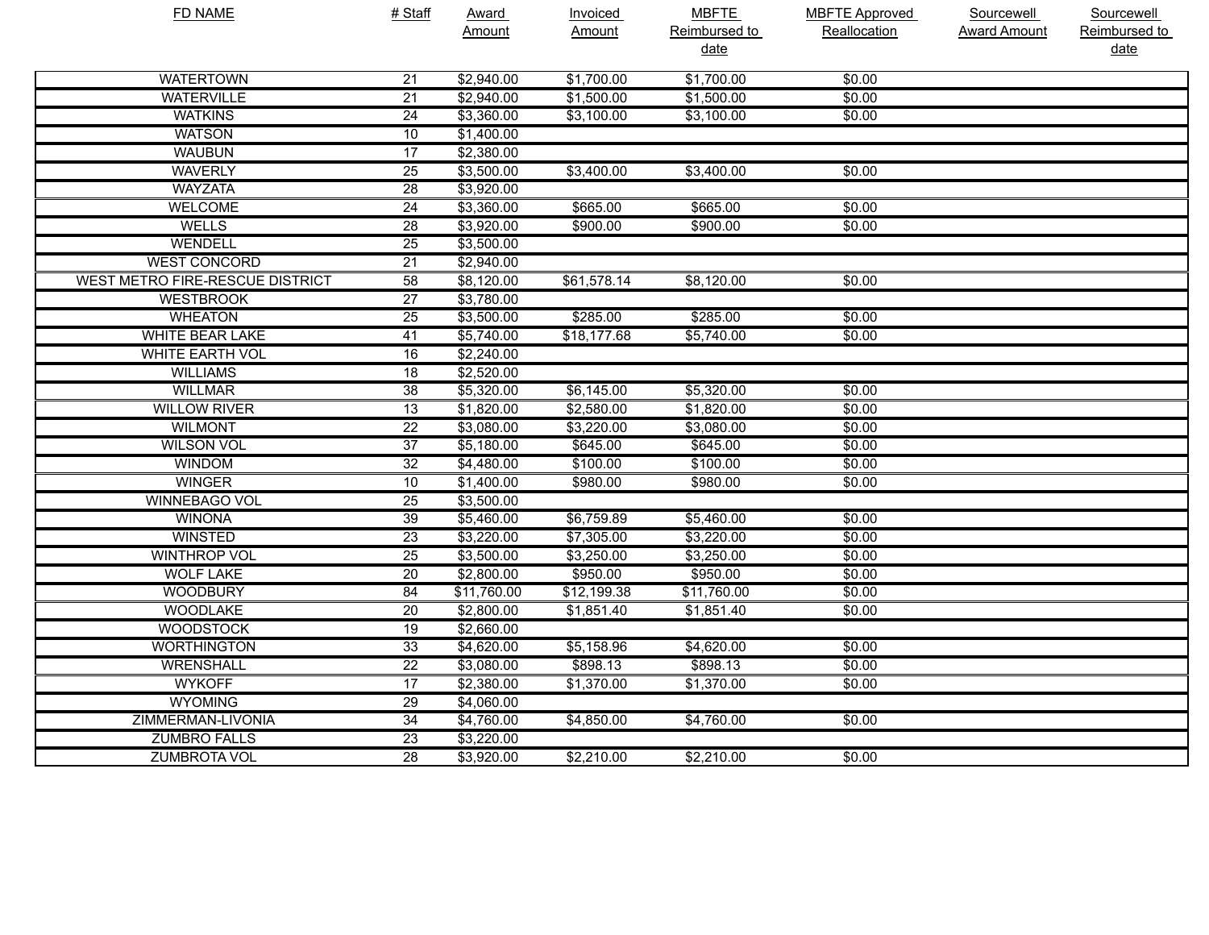| FD NAME | # Staff | Award Amount | Invoiced Amount | MBFTE Reimbursed to date | MBFTE Approved Reallocation | Sourcewell Award Amount | Sourcewell Reimbursed to date |
|---|---|---|---|---|---|---|---|
| WATERTOWN | 21 | $2,940.00 | $1,700.00 | $1,700.00 | $0.00 | | |
| WATERVILLE | 21 | $2,940.00 | $1,500.00 | $1,500.00 | $0.00 | | |
| WATKINS | 24 | $3,360.00 | $3,100.00 | $3,100.00 | $0.00 | | |
| WATSON | 10 | $1,400.00 | | | | | |
| WAUBUN | 17 | $2,380.00 | | | | | |
| WAVERLY | 25 | $3,500.00 | $3,400.00 | $3,400.00 | $0.00 | | |
| WAYZATA | 28 | $3,920.00 | | | | | |
| WELCOME | 24 | $3,360.00 | $665.00 | $665.00 | $0.00 | | |
| WELLS | 28 | $3,920.00 | $900.00 | $900.00 | $0.00 | | |
| WENDELL | 25 | $3,500.00 | | | | | |
| WEST CONCORD | 21 | $2,940.00 | | | | | |
| WEST METRO FIRE-RESCUE DISTRICT | 58 | $8,120.00 | $61,578.14 | $8,120.00 | $0.00 | | |
| WESTBROOK | 27 | $3,780.00 | | | | | |
| WHEATON | 25 | $3,500.00 | $285.00 | $285.00 | $0.00 | | |
| WHITE BEAR LAKE | 41 | $5,740.00 | $18,177.68 | $5,740.00 | $0.00 | | |
| WHITE EARTH VOL | 16 | $2,240.00 | | | | | |
| WILLIAMS | 18 | $2,520.00 | | | | | |
| WILLMAR | 38 | $5,320.00 | $6,145.00 | $5,320.00 | $0.00 | | |
| WILLOW RIVER | 13 | $1,820.00 | $2,580.00 | $1,820.00 | $0.00 | | |
| WILMONT | 22 | $3,080.00 | $3,220.00 | $3,080.00 | $0.00 | | |
| WILSON VOL | 37 | $5,180.00 | $645.00 | $645.00 | $0.00 | | |
| WINDOM | 32 | $4,480.00 | $100.00 | $100.00 | $0.00 | | |
| WINGER | 10 | $1,400.00 | $980.00 | $980.00 | $0.00 | | |
| WINNEBAGO VOL | 25 | $3,500.00 | | | | | |
| WINONA | 39 | $5,460.00 | $6,759.89 | $5,460.00 | $0.00 | | |
| WINSTED | 23 | $3,220.00 | $7,305.00 | $3,220.00 | $0.00 | | |
| WINTHROP VOL | 25 | $3,500.00 | $3,250.00 | $3,250.00 | $0.00 | | |
| WOLF LAKE | 20 | $2,800.00 | $950.00 | $950.00 | $0.00 | | |
| WOODBURY | 84 | $11,760.00 | $12,199.38 | $11,760.00 | $0.00 | | |
| WOODLAKE | 20 | $2,800.00 | $1,851.40 | $1,851.40 | $0.00 | | |
| WOODSTOCK | 19 | $2,660.00 | | | | | |
| WORTHINGTON | 33 | $4,620.00 | $5,158.96 | $4,620.00 | $0.00 | | |
| WRENSHALL | 22 | $3,080.00 | $898.13 | $898.13 | $0.00 | | |
| WYKOFF | 17 | $2,380.00 | $1,370.00 | $1,370.00 | $0.00 | | |
| WYOMING | 29 | $4,060.00 | | | | | |
| ZIMMERMAN-LIVONIA | 34 | $4,760.00 | $4,850.00 | $4,760.00 | $0.00 | | |
| ZUMBRO FALLS | 23 | $3,220.00 | | | | | |
| ZUMBROTA VOL | 28 | $3,920.00 | $2,210.00 | $2,210.00 | $0.00 | | |